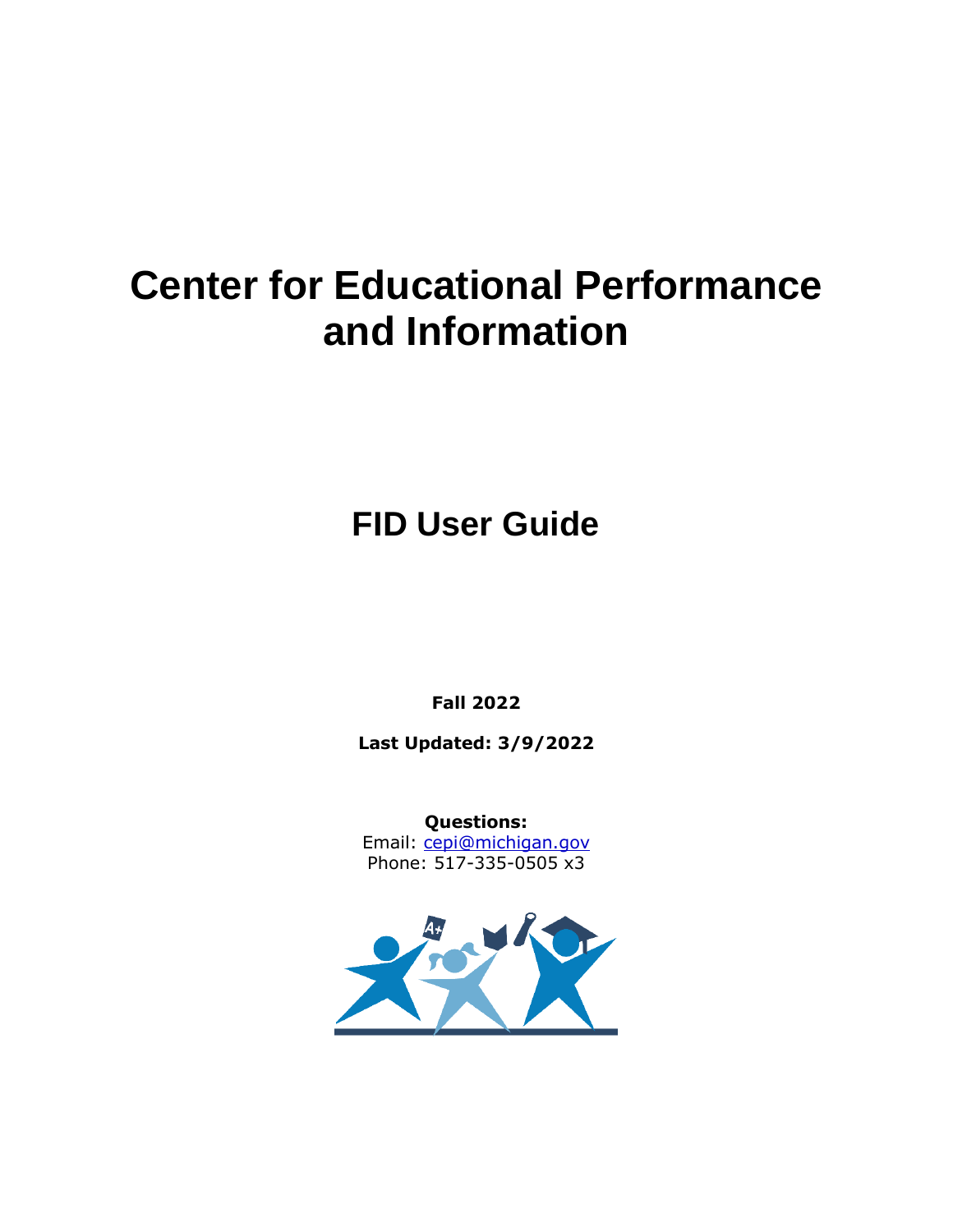# Center for Educational Performance and Information

## FID User Guide

**Fall 2022**

**Last Updated: 3/9/2022**

**Questions:**
Email: cepi@michigan.gov
Phone: 517-335-0505 x3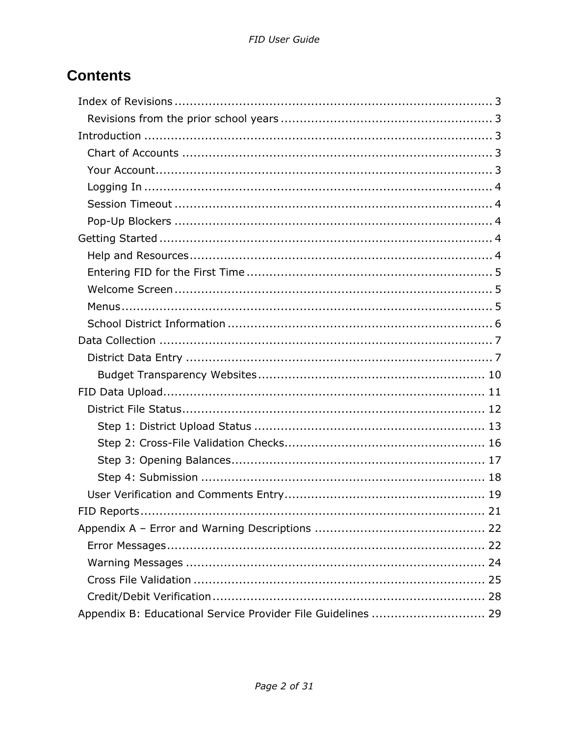# Contents

- Index of Revisions ..... 3
  - Revisions from the prior school years ..... 3
- Introduction ..... 3
  - Chart of Accounts ..... 3
  - Your Account ..... 3
  - Logging In ..... 4
  - Session Timeout ..... 4
  - Pop-Up Blockers ..... 4
- Getting Started ..... 4
  - Help and Resources ..... 4
  - Entering FID for the First Time ..... 5
  - Welcome Screen ..... 5
  - Menus ..... 5
  - School District Information ..... 6
- Data Collection ..... 7
  - District Data Entry ..... 7
    - Budget Transparency Websites ..... 10
- FID Data Upload ..... 11
  - District File Status ..... 12
    - Step 1: District Upload Status ..... 13
    - Step 2: Cross-File Validation Checks ..... 16
    - Step 3: Opening Balances ..... 17
    - Step 4: Submission ..... 18
  - User Verification and Comments Entry ..... 19
- FID Reports ..... 21
- Appendix A – Error and Warning Descriptions ..... 22
  - Error Messages ..... 22
  - Warning Messages ..... 24
  - Cross File Validation ..... 25
  - Credit/Debit Verification ..... 28
- Appendix B: Educational Service Provider File Guidelines ..... 29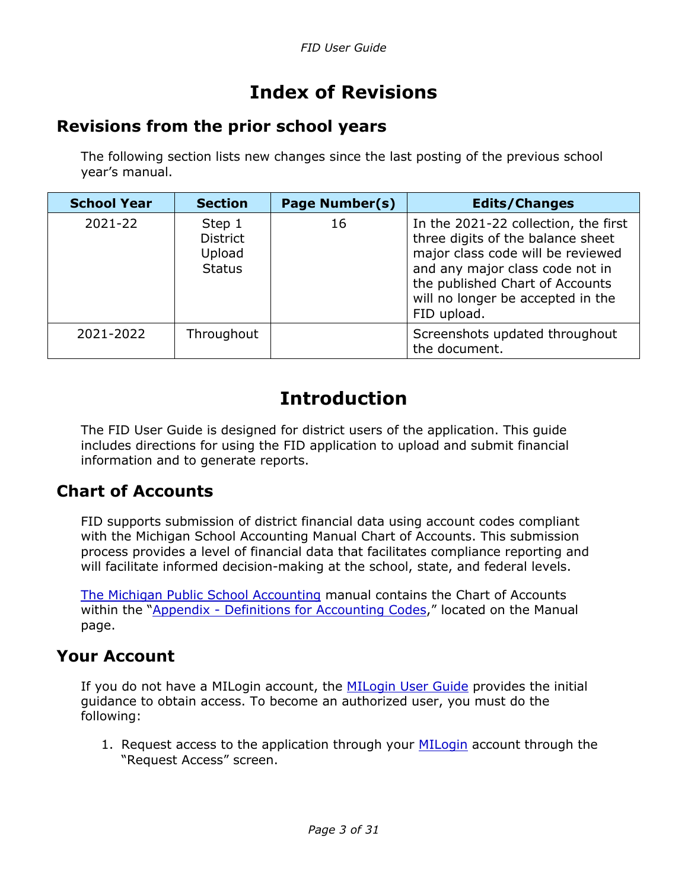# Index of Revisions

## Revisions from the prior school years

The following section lists new changes since the last posting of the previous school year's manual.

| School Year | Section | Page Number(s) | Edits/Changes |
|---|---|---|---|
| 2021-22 | Step 1 District Upload Status | 16 | In the 2021-22 collection, the first three digits of the balance sheet major class code will be reviewed and any major class code not in the published Chart of Accounts will no longer be accepted in the FID upload. |
| 2021-2022 | Throughout | | Screenshots updated throughout the document. |

# Introduction

The FID User Guide is designed for district users of the application. This guide includes directions for using the FID application to upload and submit financial information and to generate reports.

## Chart of Accounts

FID supports submission of district financial data using account codes compliant with the Michigan School Accounting Manual Chart of Accounts. This submission process provides a level of financial data that facilitates compliance reporting and will facilitate informed decision-making at the school, state, and federal levels.

[The Michigan Public School Accounting]() manual contains the Chart of Accounts within the "[Appendix - Definitions for Accounting Codes]()," located on the Manual page.

## Your Account

If you do not have a MILogin account, the [MILogin User Guide]() provides the initial guidance to obtain access. To become an authorized user, you must do the following:

1. Request access to the application through your [MILogin]() account through the "Request Access" screen.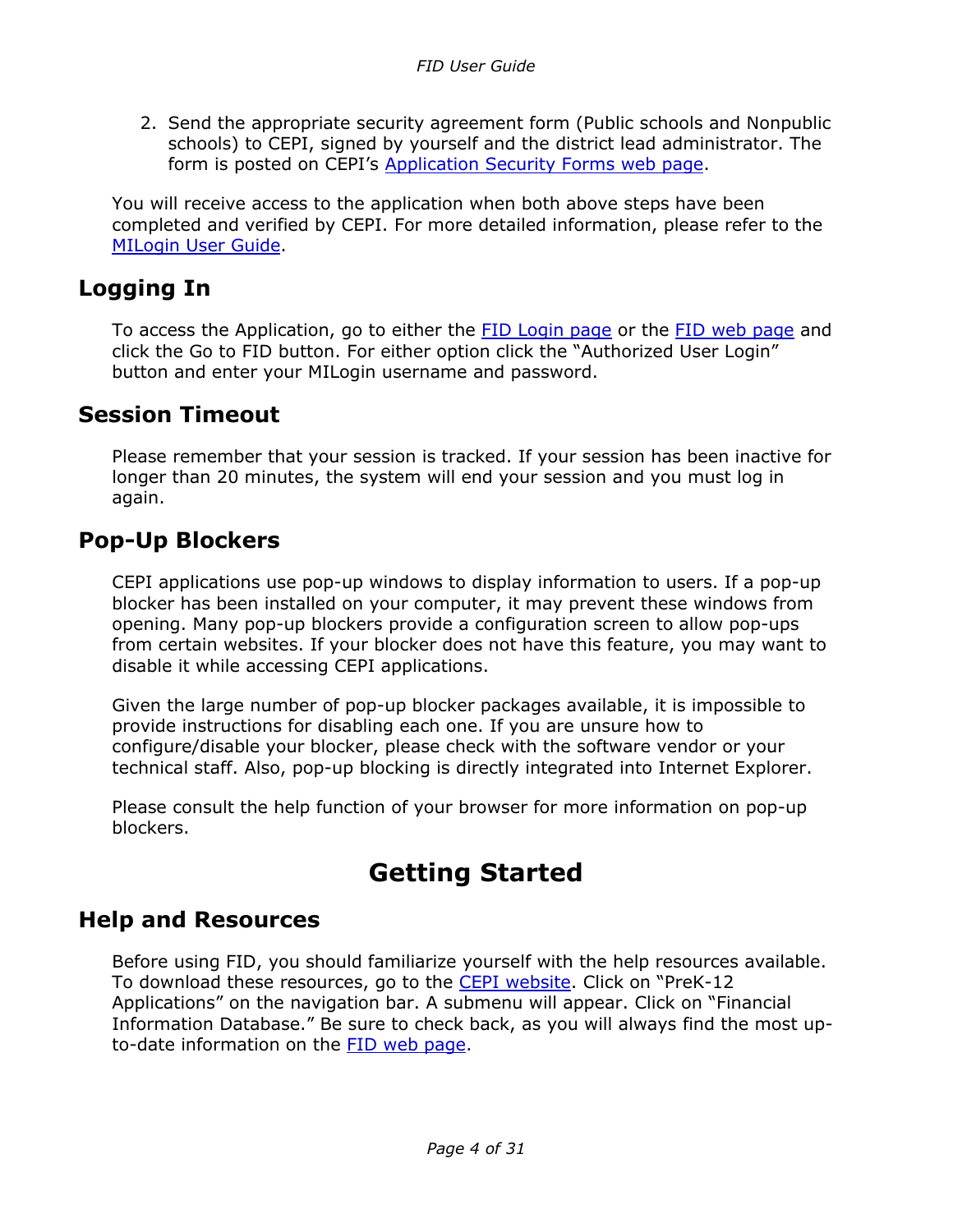2. Send the appropriate security agreement form (Public schools and Nonpublic schools) to CEPI, signed by yourself and the district lead administrator. The form is posted on CEPI's Application Security Forms web page.

You will receive access to the application when both above steps have been completed and verified by CEPI. For more detailed information, please refer to the MILogin User Guide.

## Logging In

To access the Application, go to either the FID Login page or the FID web page and click the Go to FID button. For either option click the "Authorized User Login" button and enter your MILogin username and password.

## Session Timeout

Please remember that your session is tracked. If your session has been inactive for longer than 20 minutes, the system will end your session and you must log in again.

## Pop-Up Blockers

CEPI applications use pop-up windows to display information to users. If a pop-up blocker has been installed on your computer, it may prevent these windows from opening. Many pop-up blockers provide a configuration screen to allow pop-ups from certain websites. If your blocker does not have this feature, you may want to disable it while accessing CEPI applications.

Given the large number of pop-up blocker packages available, it is impossible to provide instructions for disabling each one. If you are unsure how to configure/disable your blocker, please check with the software vendor or your technical staff. Also, pop-up blocking is directly integrated into Internet Explorer.

Please consult the help function of your browser for more information on pop-up blockers.

# Getting Started

## Help and Resources

Before using FID, you should familiarize yourself with the help resources available. To download these resources, go to the CEPI website. Click on "PreK-12 Applications" on the navigation bar. A submenu will appear. Click on "Financial Information Database." Be sure to check back, as you will always find the most up-to-date information on the FID web page.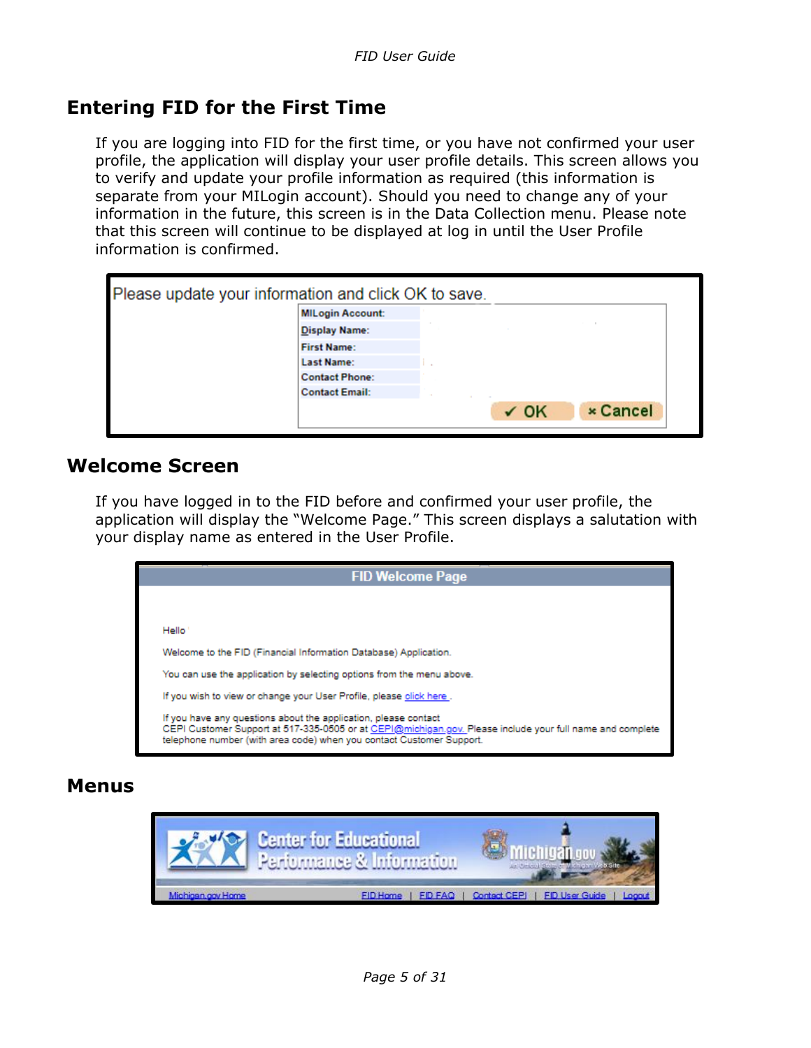## Entering FID for the First Time

If you are logging into FID for the first time, or you have not confirmed your user profile, the application will display your user profile details. This screen allows you to verify and update your profile information as required (this information is separate from your MILogin account). Should you need to change any of your information in the future, this screen is in the Data Collection menu. Please note that this screen will continue to be displayed at log in until the User Profile information is confirmed.

Please update your information and click OK to save.

| MILogin Account: | |
|---|---|
| Display Name: | |
| First Name: | |
| Last Name: | |
| Contact Phone: | |
| Contact Email: | |

✓ OK  × Cancel

## Welcome Screen

If you have logged in to the FID before and confirmed your user profile, the application will display the "Welcome Page." This screen displays a salutation with your display name as entered in the User Profile.

**FID Welcome Page**

Hello

Welcome to the FID (Financial Information Database) Application.

You can use the application by selecting options from the menu above.

If you wish to view or change your User Profile, please click here .

If you have any questions about the application, please contact CEPI Customer Support at 517-335-0505 or at CEPI@michigan.gov. Please include your full name and complete telephone number (with area code) when you contact Customer Support.

## Menus

Center for Educational Performance & Information — Michigan.gov

Michigan.gov Home | FID Home | FID FAQ | Contact CEPI | FID User Guide | Logout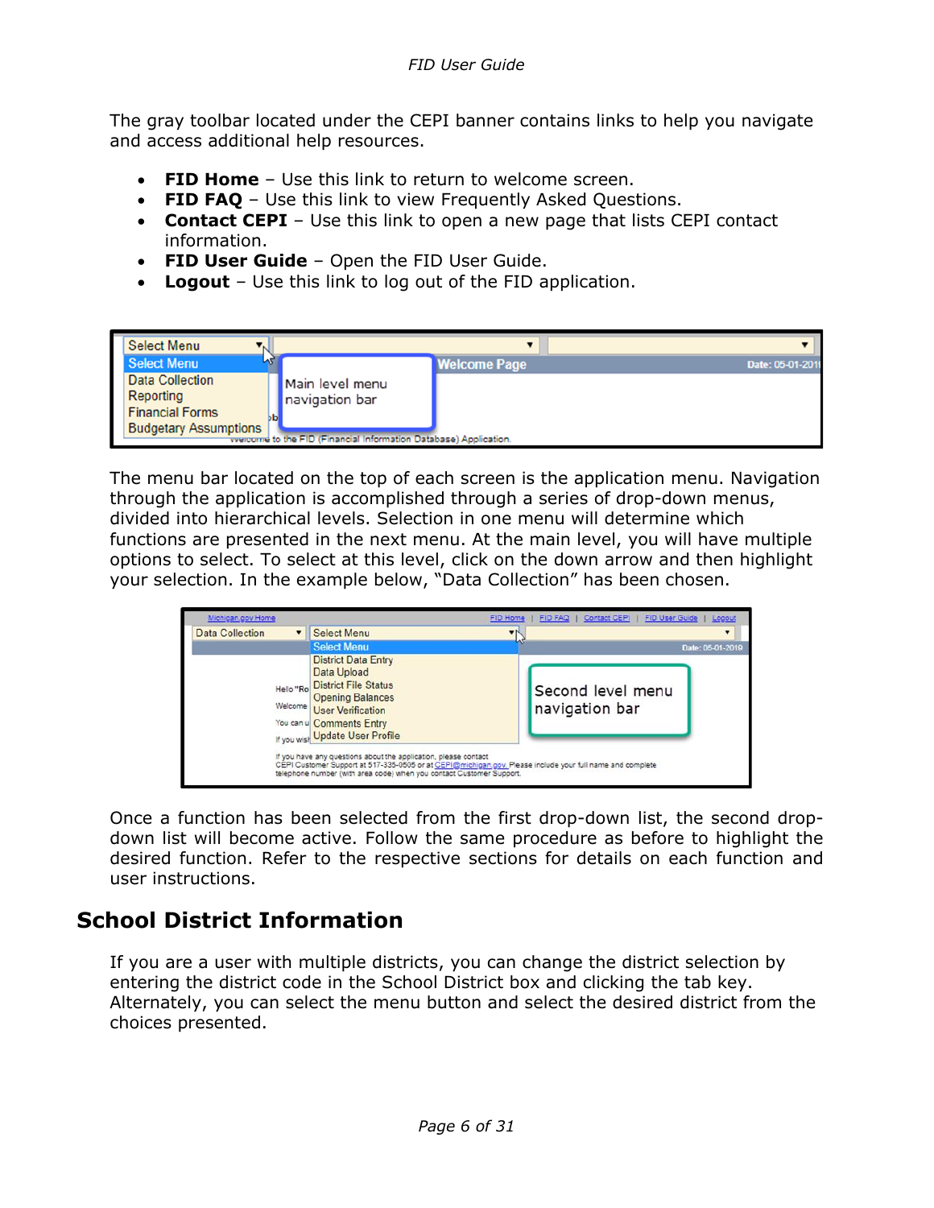The gray toolbar located under the CEPI banner contains links to help you navigate and access additional help resources.

- **FID Home** – Use this link to return to welcome screen.
- **FID FAQ** – Use this link to view Frequently Asked Questions.
- **Contact CEPI** – Use this link to open a new page that lists CEPI contact information.
- **FID User Guide** – Open the FID User Guide.
- **Logout** – Use this link to log out of the FID application.

The menu bar located on the top of each screen is the application menu. Navigation through the application is accomplished through a series of drop-down menus, divided into hierarchical levels. Selection in one menu will determine which functions are presented in the next menu. At the main level, you will have multiple options to select. To select at this level, click on the down arrow and then highlight your selection. In the example below, "Data Collection" has been chosen.

Once a function has been selected from the first drop-down list, the second drop-down list will become active. Follow the same procedure as before to highlight the desired function. Refer to the respective sections for details on each function and user instructions.

## School District Information

If you are a user with multiple districts, you can change the district selection by entering the district code in the School District box and clicking the tab key. Alternately, you can select the menu button and select the desired district from the choices presented.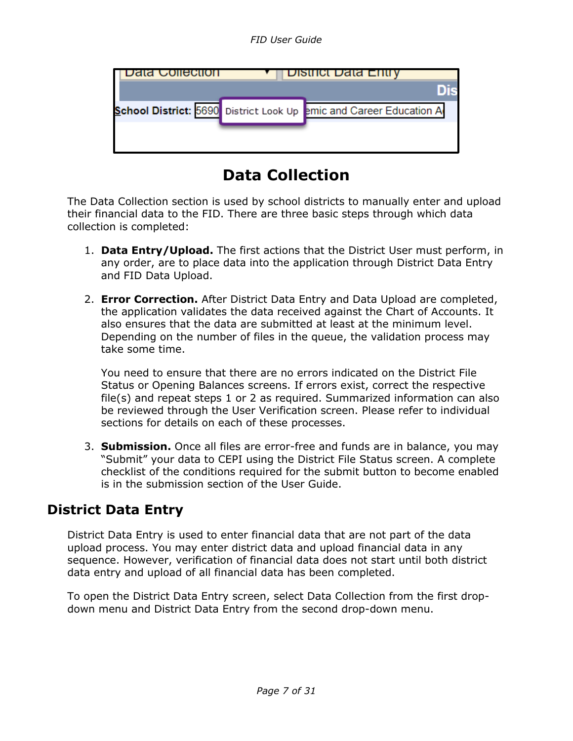## Data Collection

The Data Collection section is used by school districts to manually enter and upload their financial data to the FID. There are three basic steps through which data collection is completed:

1. **Data Entry/Upload.** The first actions that the District User must perform, in any order, are to place data into the application through District Data Entry and FID Data Upload.

2. **Error Correction.** After District Data Entry and Data Upload are completed, the application validates the data received against the Chart of Accounts. It also ensures that the data are submitted at least at the minimum level. Depending on the number of files in the queue, the validation process may take some time.

   You need to ensure that there are no errors indicated on the District File Status or Opening Balances screens. If errors exist, correct the respective file(s) and repeat steps 1 or 2 as required. Summarized information can also be reviewed through the User Verification screen. Please refer to individual sections for details on each of these processes.

3. **Submission.** Once all files are error-free and funds are in balance, you may "Submit" your data to CEPI using the District File Status screen. A complete checklist of the conditions required for the submit button to become enabled is in the submission section of the User Guide.

### District Data Entry

District Data Entry is used to enter financial data that are not part of the data upload process. You may enter district data and upload financial data in any sequence. However, verification of financial data does not start until both district data entry and upload of all financial data has been completed.

To open the District Data Entry screen, select Data Collection from the first drop-down menu and District Data Entry from the second drop-down menu.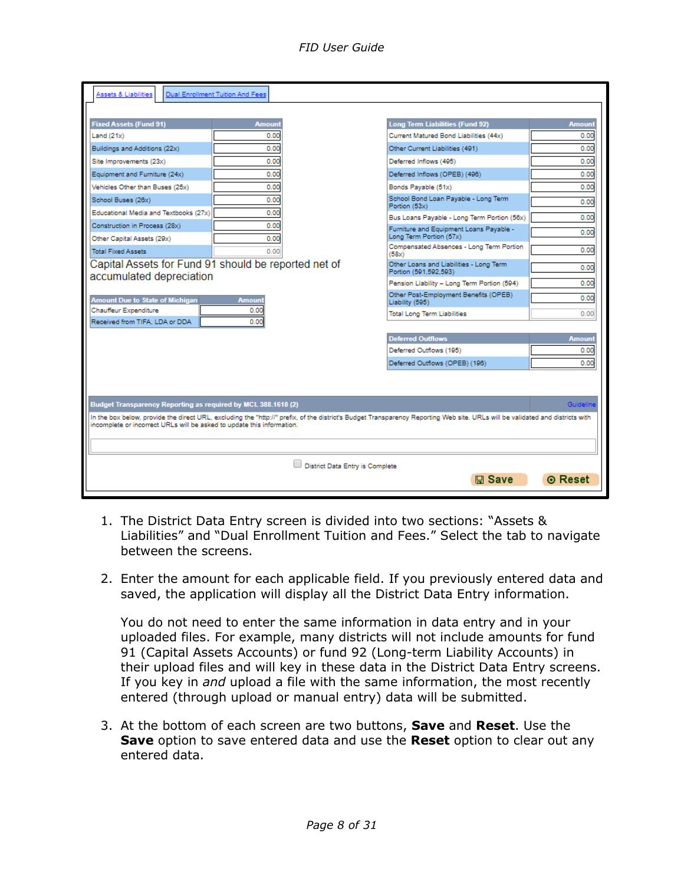Assets & Liabilities | Dual Enrollment Tuition And Fees

| Fixed Assets (Fund 91) | Amount |
|---|---|
| Land (21x) | 0.00 |
| Buildings and Additions (22x) | 0.00 |
| Site Improvements (23x) | 0.00 |
| Equipment and Furniture (24x) | 0.00 |
| Vehicles Other than Buses (25x) | 0.00 |
| School Buses (26x) | 0.00 |
| Educational Media and Textbooks (27x) | 0.00 |
| Construction in Process (28x) | 0.00 |
| Other Capital Assets (29x) | 0.00 |
| Total Fixed Assets | 0.00 |

Capital Assets for Fund 91 should be reported net of accumulated depreciation

| Amount Due to State of Michigan | Amount |
|---|---|
| Chauffeur Expenditure | 0.00 |
| Received from TIFA, LDA or DDA | 0.00 |

| Long Term Liabilities (Fund 92) | Amount |
|---|---|
| Current Matured Bond Liabilities (44x) | 0.00 |
| Other Current Liabilities (491) | 0.00 |
| Deferred Inflows (495) | 0.00 |
| Deferred Inflows (OPEB) (496) | 0.00 |
| Bonds Payable (51x) | 0.00 |
| School Bond Loan Payable - Long Term Portion (53x) | 0.00 |
| Bus Loans Payable - Long Term Portion (56x) | 0.00 |
| Furniture and Equipment Loans Payable - Long Term Portion (57x) | 0.00 |
| Compensated Absences - Long Term Portion (58x) | 0.00 |
| Other Loans and Liabilities - Long Term Portion (591,592,593) | 0.00 |
| Pension Liability – Long Term Portion (594) | 0.00 |
| Other Post-Employment Benefits (OPEB) Liability (595) | 0.00 |
| Total Long Term Liabilities | 0.00 |

| Deferred Outflows | Amount |
|---|---|
| Deferred Outflows (195) | 0.00 |
| Deferred Outflows (OPEB) (196) | 0.00 |

**Budget Transparency Reporting as required by MCL 388.1618 (2)** — Guideline

In the box below, provide the direct URL, excluding the "http://" prefix, of the district's Budget Transparency Reporting Web site. URLs will be validated and districts with incomplete or incorrect URLs will be asked to update this information.

☐ District Data Entry is Complete

Save | Reset

1. The District Data Entry screen is divided into two sections: "Assets & Liabilities" and "Dual Enrollment Tuition and Fees." Select the tab to navigate between the screens.

2. Enter the amount for each applicable field. If you previously entered data and saved, the application will display all the District Data Entry information.

   You do not need to enter the same information in data entry and in your uploaded files. For example, many districts will not include amounts for fund 91 (Capital Assets Accounts) or fund 92 (Long-term Liability Accounts) in their upload files and will key in these data in the District Data Entry screens. If you key in *and* upload a file with the same information, the most recently entered (through upload or manual entry) data will be submitted.

3. At the bottom of each screen are two buttons, **Save** and **Reset**. Use the **Save** option to save entered data and use the **Reset** option to clear out any entered data.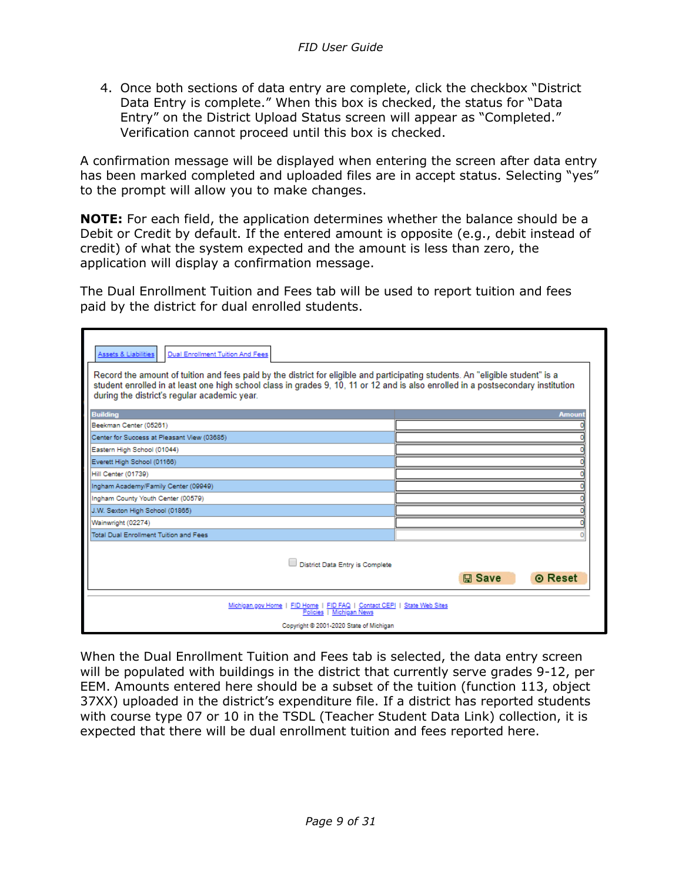4. Once both sections of data entry are complete, click the checkbox "District Data Entry is complete." When this box is checked, the status for "Data Entry" on the District Upload Status screen will appear as "Completed." Verification cannot proceed until this box is checked.

A confirmation message will be displayed when entering the screen after data entry has been marked completed and uploaded files are in accept status. Selecting "yes" to the prompt will allow you to make changes.

**NOTE:** For each field, the application determines whether the balance should be a Debit or Credit by default. If the entered amount is opposite (e.g., debit instead of credit) of what the system expected and the amount is less than zero, the application will display a confirmation message.

The Dual Enrollment Tuition and Fees tab will be used to report tuition and fees paid by the district for dual enrolled students.

Assets & Liabilities | Dual Enrollment Tuition And Fees

Record the amount of tuition and fees paid by the district for eligible and participating students. An "eligible student" is a student enrolled in at least one high school class in grades 9, 10, 11 or 12 and is also enrolled in a postsecondary institution during the district's regular academic year.

| Building | Amount |
| --- | --- |
| Beekman Center (05261) | 0 |
| Center for Success at Pleasant View (03685) | 0 |
| Eastern High School (01044) | 0 |
| Everett High School (01166) | 0 |
| Hill Center (01739) | 0 |
| Ingham Academy/Family Center (09949) | 0 |
| Ingham County Youth Center (00579) | 0 |
| J.W. Sexton High School (01865) | 0 |
| Wainwright (02274) | 0 |
| Total Dual Enrollment Tuition and Fees | 0 |

☐ District Data Entry is Complete

Save | Reset

Michigan.gov Home | FID Home | FID FAQ | Contact CEPI | State Web Sites
Policies | Michigan News

Copyright © 2001-2020 State of Michigan

When the Dual Enrollment Tuition and Fees tab is selected, the data entry screen will be populated with buildings in the district that currently serve grades 9-12, per EEM. Amounts entered here should be a subset of the tuition (function 113, object 37XX) uploaded in the district's expenditure file. If a district has reported students with course type 07 or 10 in the TSDL (Teacher Student Data Link) collection, it is expected that there will be dual enrollment tuition and fees reported here.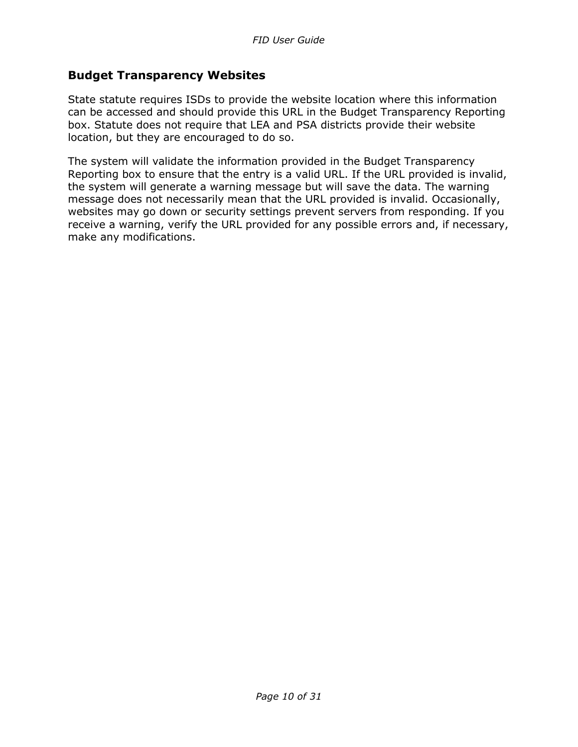## Budget Transparency Websites

State statute requires ISDs to provide the website location where this information can be accessed and should provide this URL in the Budget Transparency Reporting box. Statute does not require that LEA and PSA districts provide their website location, but they are encouraged to do so.

The system will validate the information provided in the Budget Transparency Reporting box to ensure that the entry is a valid URL. If the URL provided is invalid, the system will generate a warning message but will save the data. The warning message does not necessarily mean that the URL provided is invalid. Occasionally, websites may go down or security settings prevent servers from responding. If you receive a warning, verify the URL provided for any possible errors and, if necessary, make any modifications.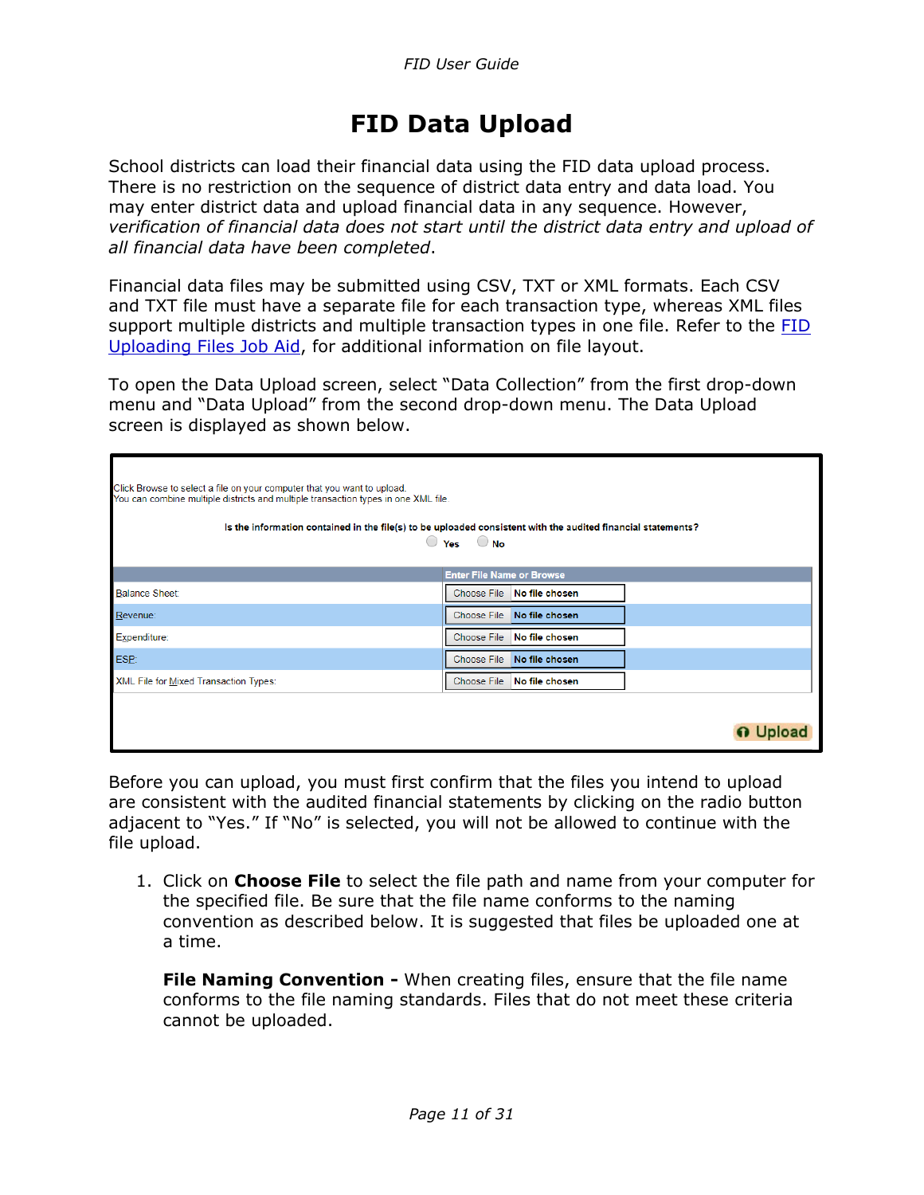# FID Data Upload

School districts can load their financial data using the FID data upload process. There is no restriction on the sequence of district data entry and data load. You may enter district data and upload financial data in any sequence. However, *verification of financial data does not start until the district data entry and upload of all financial data have been completed*.

Financial data files may be submitted using CSV, TXT or XML formats. Each CSV and TXT file must have a separate file for each transaction type, whereas XML files support multiple districts and multiple transaction types in one file. Refer to the FID Uploading Files Job Aid, for additional information on file layout.

To open the Data Upload screen, select "Data Collection" from the first drop-down menu and "Data Upload" from the second drop-down menu. The Data Upload screen is displayed as shown below.

Click Browse to select a file on your computer that you want to upload.
You can combine multiple districts and multiple transaction types in one XML file.

**Is the information contained in the file(s) to be uploaded consistent with the audited financial statements?**
Yes No

| | Enter File Name or Browse |
|---|---|
| Balance Sheet: | Choose File No file chosen |
| Revenue: | Choose File No file chosen |
| Expenditure: | Choose File No file chosen |
| ESP: | Choose File No file chosen |
| XML File for Mixed Transaction Types: | Choose File No file chosen |

Upload

Before you can upload, you must first confirm that the files you intend to upload are consistent with the audited financial statements by clicking on the radio button adjacent to "Yes." If "No" is selected, you will not be allowed to continue with the file upload.

1. Click on **Choose File** to select the file path and name from your computer for the specified file. Be sure that the file name conforms to the naming convention as described below. It is suggested that files be uploaded one at a time.

   **File Naming Convention -** When creating files, ensure that the file name conforms to the file naming standards. Files that do not meet these criteria cannot be uploaded.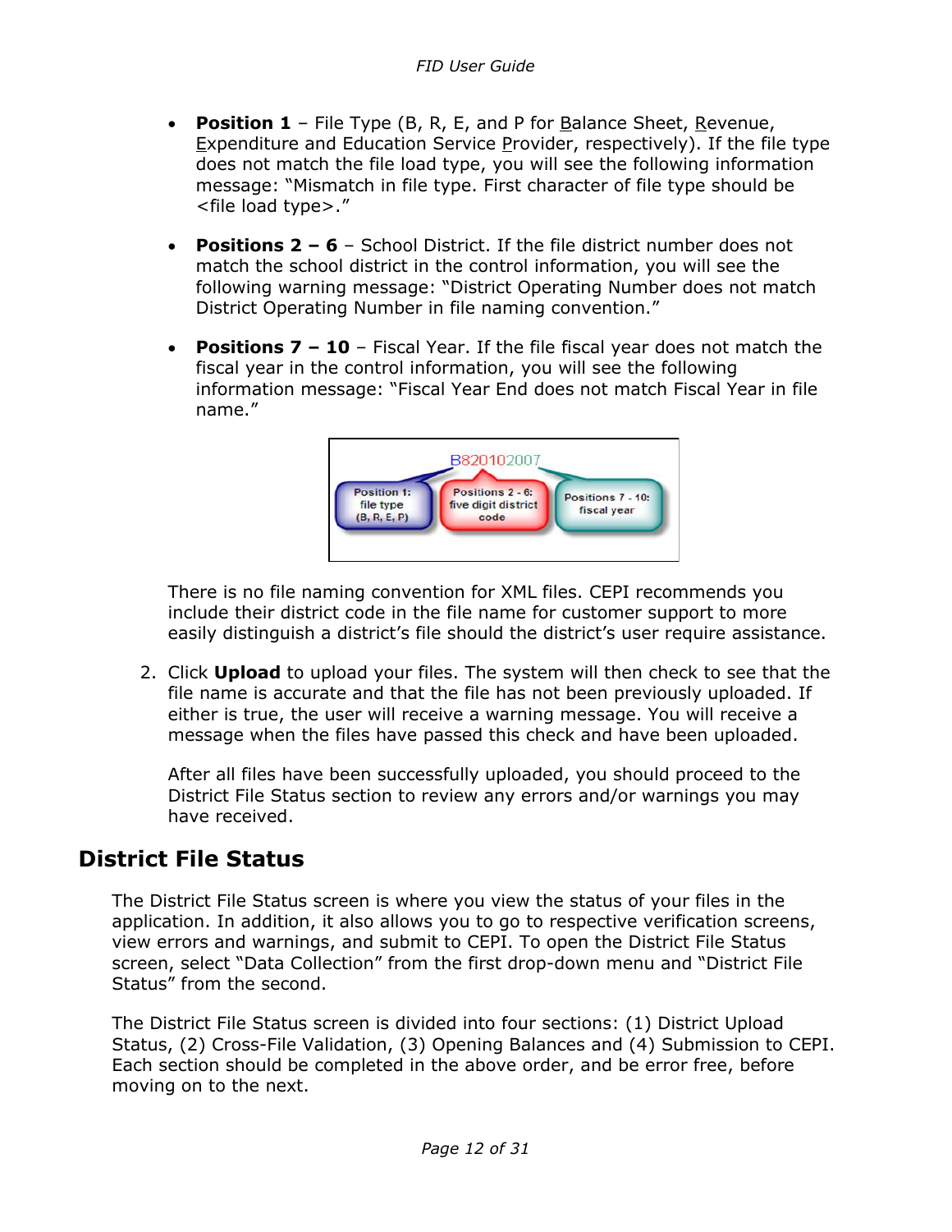- **Position 1** – File Type (B, R, E, and P for Balance Sheet, Revenue, Expenditure and Education Service Provider, respectively). If the file type does not match the file load type, you will see the following information message: "Mismatch in file type. First character of file type should be <file load type>."

- **Positions 2 – 6** – School District. If the file district number does not match the school district in the control information, you will see the following warning message: "District Operating Number does not match District Operating Number in file naming convention."

- **Positions 7 – 10** – Fiscal Year. If the file fiscal year does not match the fiscal year in the control information, you will see the following information message: "Fiscal Year End does not match Fiscal Year in file name."

B820102007

Position 1: file type (B, R, E, P) | Positions 2 - 6: five digit district code | Positions 7 - 10: fiscal year

There is no file naming convention for XML files. CEPI recommends you include their district code in the file name for customer support to more easily distinguish a district's file should the district's user require assistance.

2. Click **Upload** to upload your files. The system will then check to see that the file name is accurate and that the file has not been previously uploaded. If either is true, the user will receive a warning message. You will receive a message when the files have passed this check and have been uploaded.

   After all files have been successfully uploaded, you should proceed to the District File Status section to review any errors and/or warnings you may have received.

## District File Status

The District File Status screen is where you view the status of your files in the application. In addition, it also allows you to go to respective verification screens, view errors and warnings, and submit to CEPI. To open the District File Status screen, select "Data Collection" from the first drop-down menu and "District File Status" from the second.

The District File Status screen is divided into four sections: (1) District Upload Status, (2) Cross-File Validation, (3) Opening Balances and (4) Submission to CEPI. Each section should be completed in the above order, and be error free, before moving on to the next.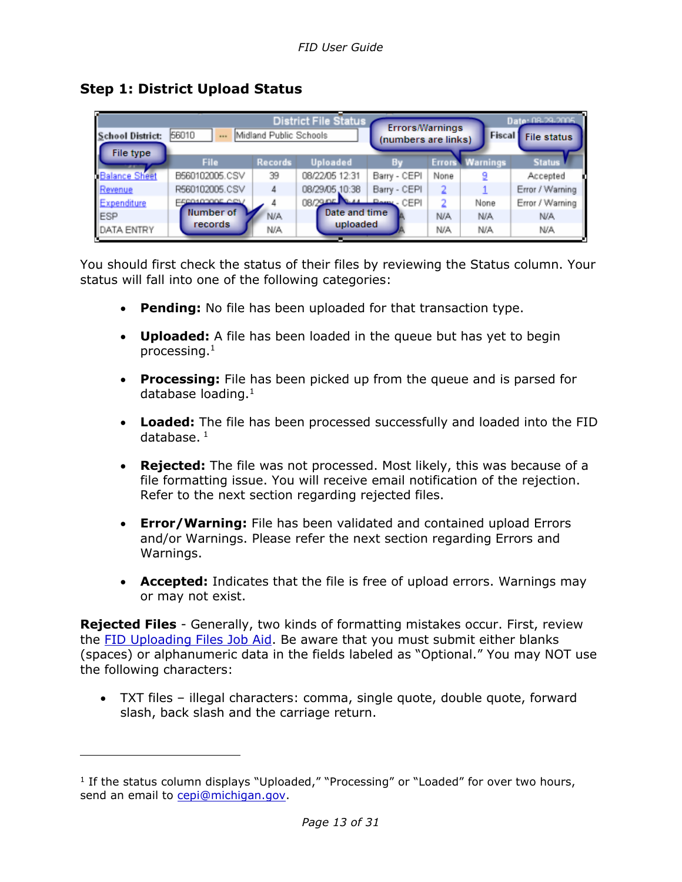## Step 1: District Upload Status

**District File Status**

School District: 56010 Midland Public Schools — Date: 08-29-2005

| File type | File | Records | Uploaded | By | Errors | Warnings | Status |
|---|---|---|---|---|---|---|---|
| Balance Sheet | B560102005.CSV | 39 | 08/22/05 12:31 | Barry - CEPI | None | 9 | Accepted |
| Revenue | R560102005.CSV | 4 | 08/29/05 10:38 | Barry - CEPI | 2 | 1 | Error / Warning |
| Expenditure | E560102005.CSV | 4 | 08/29/05 | Barry - CEPI | 2 | None | Error / Warning |
| ESP | | N/A | | N/A | N/A | N/A | N/A |
| DATA ENTRY | | N/A | | N/A | N/A | N/A | N/A |

Callouts: File type; Number of records; Date and time uploaded; Errors/Warnings (numbers are links); File status

You should first check the status of their files by reviewing the Status column. Your status will fall into one of the following categories:

- **Pending:** No file has been uploaded for that transaction type.
- **Uploaded:** A file has been loaded in the queue but has yet to begin processing.[1]
- **Processing:** File has been picked up from the queue and is parsed for database loading.[1]
- **Loaded:** The file has been processed successfully and loaded into the FID database. [1]
- **Rejected:** The file was not processed. Most likely, this was because of a file formatting issue. You will receive email notification of the rejection. Refer to the next section regarding rejected files.
- **Error/Warning:** File has been validated and contained upload Errors and/or Warnings. Please refer the next section regarding Errors and Warnings.
- **Accepted:** Indicates that the file is free of upload errors. Warnings may or may not exist.

**Rejected Files** - Generally, two kinds of formatting mistakes occur. First, review the FID Uploading Files Job Aid. Be aware that you must submit either blanks (spaces) or alphanumeric data in the fields labeled as "Optional." You may NOT use the following characters:

- TXT files – illegal characters: comma, single quote, double quote, forward slash, back slash and the carriage return.

---

[1] If the status column displays "Uploaded," "Processing" or "Loaded" for over two hours, send an email to cepi@michigan.gov.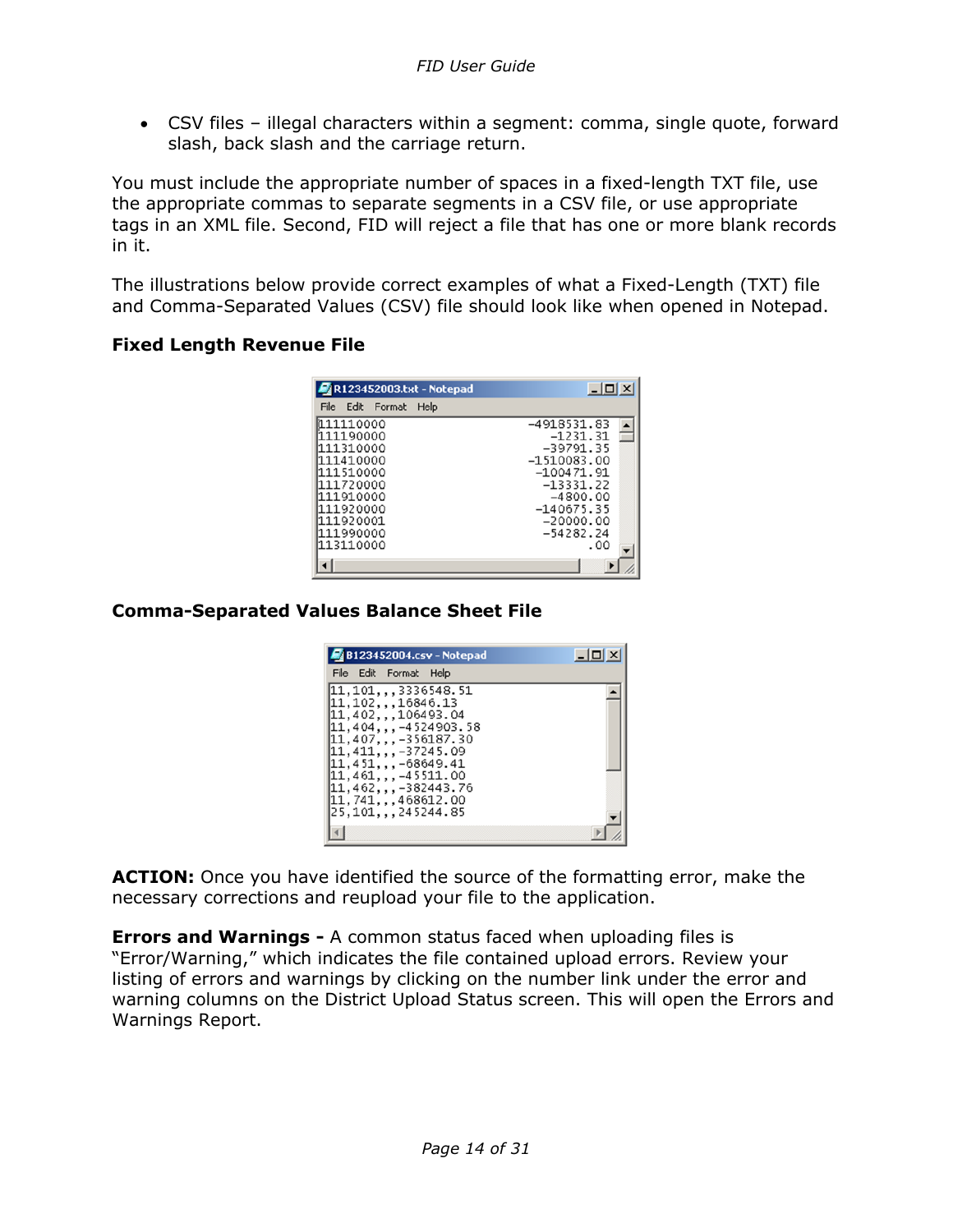- CSV files – illegal characters within a segment: comma, single quote, forward slash, back slash and the carriage return.

You must include the appropriate number of spaces in a fixed-length TXT file, use the appropriate commas to separate segments in a CSV file, or use appropriate tags in an XML file. Second, FID will reject a file that has one or more blank records in it.

The illustrations below provide correct examples of what a Fixed-Length (TXT) file and Comma-Separated Values (CSV) file should look like when opened in Notepad.

**Fixed Length Revenue File**

R123452003.txt - Notepad

```
111110000                         -4918531.83
111190000                            -1231.31
111310000                           -39791.35
111410000                         -1510083.00
111510000                          -100471.91
111720000                           -13331.22
111910000                            -4800.00
111920000                          -140675.35
111920001                           -20000.00
111990000                           -54282.24
113110000                                 .00
```

**Comma-Separated Values Balance Sheet File**

B123452004.csv - Notepad

```
11,101,,,3336548.51
11,102,,,16846.13
11,402,,,106493.04
11,404,,,-4524903.58
11,407,,,-356187.30
11,411,,,-37245.09
11,451,,,-68649.41
11,461,,,-45511.00
11,462,,,-382443.76
11,741,,,468612.00
25,101,,,245244.85
```

**ACTION:** Once you have identified the source of the formatting error, make the necessary corrections and reupload your file to the application.

**Errors and Warnings -** A common status faced when uploading files is "Error/Warning," which indicates the file contained upload errors. Review your listing of errors and warnings by clicking on the number link under the error and warning columns on the District Upload Status screen. This will open the Errors and Warnings Report.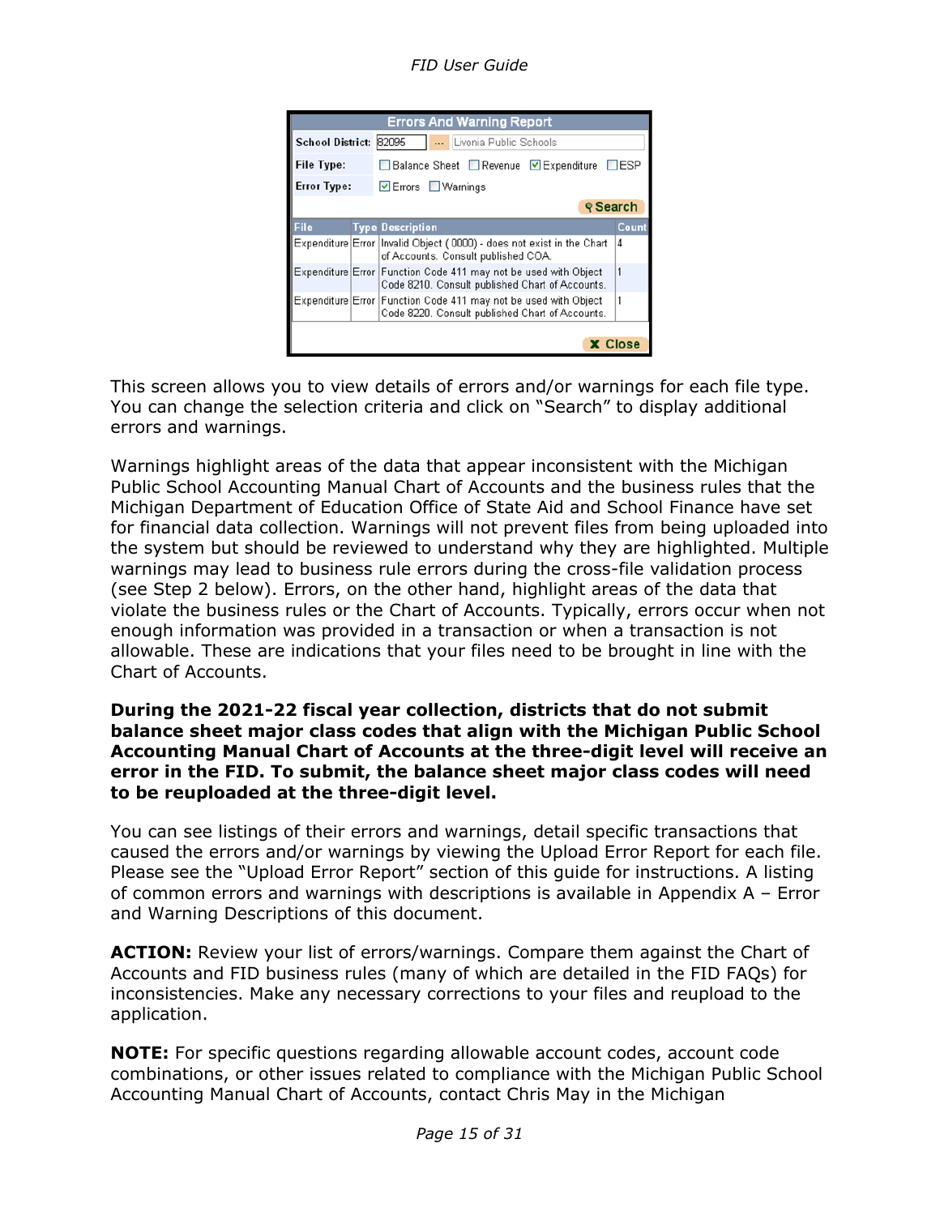**Errors And Warning Report**

School District: 82095 | Livonia Public Schools

File Type: ☐ Balance Sheet ☐ Revenue ☑ Expenditure ☐ ESP

Error Type: ☑ Errors ☐ Warnings

Search

| File | Type | Description | Count |
|---|---|---|---|
| Expenditure | Error | Invalid Object ( 0000) - does not exist in the Chart of Accounts. Consult published COA. | 4 |
| Expenditure | Error | Function Code 411 may not be used with Object Code 8210. Consult published Chart of Accounts. | 1 |
| Expenditure | Error | Function Code 411 may not be used with Object Code 8220. Consult published Chart of Accounts. | 1 |

Close

This screen allows you to view details of errors and/or warnings for each file type. You can change the selection criteria and click on "Search" to display additional errors and warnings.

Warnings highlight areas of the data that appear inconsistent with the Michigan Public School Accounting Manual Chart of Accounts and the business rules that the Michigan Department of Education Office of State Aid and School Finance have set for financial data collection. Warnings will not prevent files from being uploaded into the system but should be reviewed to understand why they are highlighted. Multiple warnings may lead to business rule errors during the cross-file validation process (see Step 2 below). Errors, on the other hand, highlight areas of the data that violate the business rules or the Chart of Accounts. Typically, errors occur when not enough information was provided in a transaction or when a transaction is not allowable. These are indications that your files need to be brought in line with the Chart of Accounts.

**During the 2021-22 fiscal year collection, districts that do not submit balance sheet major class codes that align with the Michigan Public School Accounting Manual Chart of Accounts at the three-digit level will receive an error in the FID. To submit, the balance sheet major class codes will need to be reuploaded at the three-digit level.**

You can see listings of their errors and warnings, detail specific transactions that caused the errors and/or warnings by viewing the Upload Error Report for each file. Please see the "Upload Error Report" section of this guide for instructions. A listing of common errors and warnings with descriptions is available in Appendix A – Error and Warning Descriptions of this document.

**ACTION:** Review your list of errors/warnings. Compare them against the Chart of Accounts and FID business rules (many of which are detailed in the FID FAQs) for inconsistencies. Make any necessary corrections to your files and reupload to the application.

**NOTE:** For specific questions regarding allowable account codes, account code combinations, or other issues related to compliance with the Michigan Public School Accounting Manual Chart of Accounts, contact Chris May in the Michigan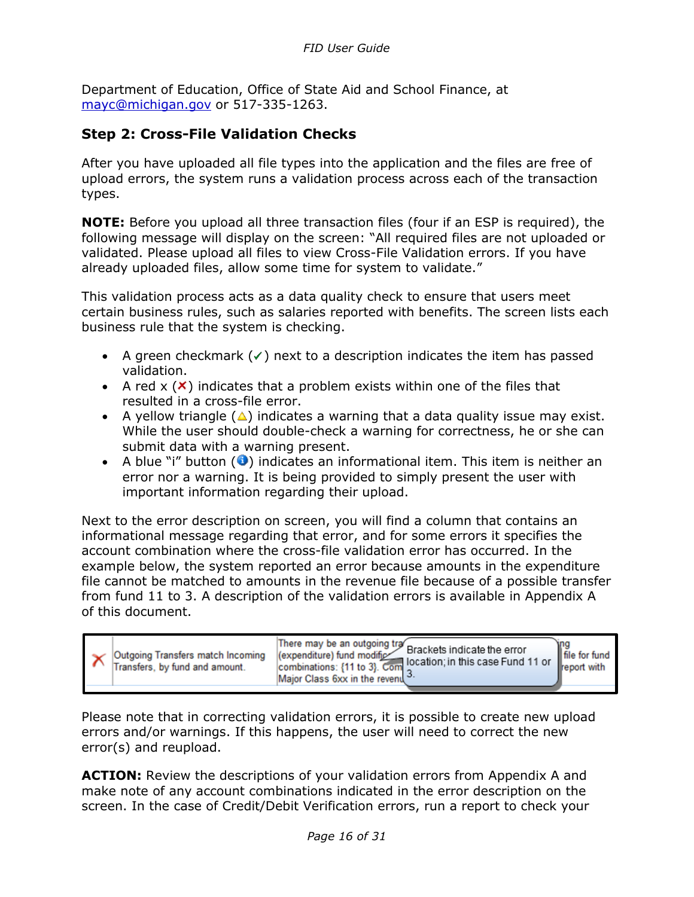Department of Education, Office of State Aid and School Finance, at [mayc@michigan.gov](mailto:mayc@michigan.gov) or 517-335-1263.

### Step 2: Cross-File Validation Checks

After you have uploaded all file types into the application and the files are free of upload errors, the system runs a validation process across each of the transaction types.

**NOTE:** Before you upload all three transaction files (four if an ESP is required), the following message will display on the screen: "All required files are not uploaded or validated. Please upload all files to view Cross-File Validation errors. If you have already uploaded files, allow some time for system to validate."

This validation process acts as a data quality check to ensure that users meet certain business rules, such as salaries reported with benefits. The screen lists each business rule that the system is checking.

- A green checkmark (✓) next to a description indicates the item has passed validation.
- A red x (✗) indicates that a problem exists within one of the files that resulted in a cross-file error.
- A yellow triangle (△) indicates a warning that a data quality issue may exist. While the user should double-check a warning for correctness, he or she can submit data with a warning present.
- A blue "i" button (ℹ) indicates an informational item. This item is neither an error nor a warning. It is being provided to simply present the user with important information regarding their upload.

Next to the error description on screen, you will find a column that contains an informational message regarding that error, and for some errors it specifies the account combination where the cross-file validation error has occurred. In the example below, the system reported an error because amounts in the expenditure file cannot be matched to amounts in the revenue file because of a possible transfer from fund 11 to 3. A description of the validation errors is available in Appendix A of this document.

| | | |
|---|---|---|
| ✗ | Outgoing Transfers match Incoming Transfers, by fund and amount. | There may be an outgoing tra... (expenditure) fund modific... combinations: {11 to 3}. Com... Major Class 6xx in the revenu... [Brackets indicate the error location; in this case Fund 11 or 3.] ...ng file for fund report with |

Please note that in correcting validation errors, it is possible to create new upload errors and/or warnings. If this happens, the user will need to correct the new error(s) and reupload.

**ACTION:** Review the descriptions of your validation errors from Appendix A and make note of any account combinations indicated in the error description on the screen. In the case of Credit/Debit Verification errors, run a report to check your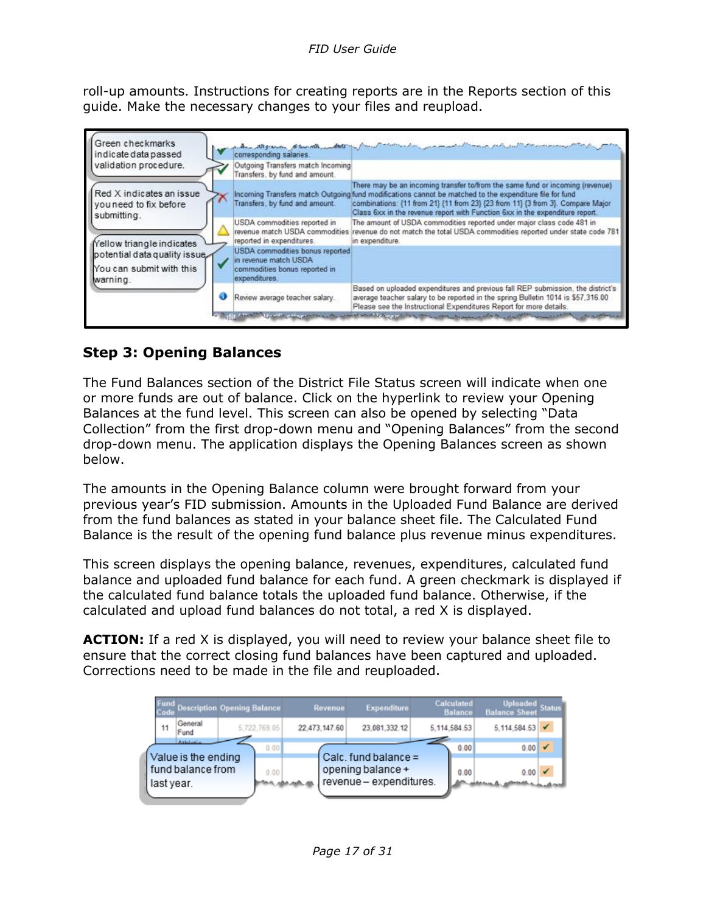roll-up amounts. Instructions for creating reports are in the Reports section of this guide. Make the necessary changes to your files and reupload.

Green checkmarks indicate data passed validation procedure.

Red X indicates an issue you need to fix before submitting.

Yellow triangle indicates potential data quality issue. You can submit with this warning.

| Status | Validation | Details |
|---|---|---|
| ✓ | corresponding salaries. | |
| ✓ | Outgoing Transfers match Incoming Transfers, by fund and amount. | |
| ✗ | Incoming Transfers match Outgoing Transfers, by fund and amount. | There may be an incoming transfer to/from the same fund or incoming (revenue) fund modifications cannot be matched to the expenditure file for fund combinations: {11 from 21} {11 from 23} {23 from 11} {3 from 3}. Compare Major Class 6xx in the revenue report with Function 6xx in the expenditure report. |
| ⚠ | USDA commodities reported in revenue match USDA commodities reported in expenditures. | The amount of USDA commodities reported under major class code 481 in revenue do not match the total USDA commodities reported under state code 781 in expenditure. |
| ✓ | USDA commodities bonus reported in revenue match USDA commodities bonus reported in expenditures. | |
| ℹ | Review average teacher salary. | Based on uploaded expenditures and previous fall REP submission, the district's average teacher salary to be reported in the spring Bulletin 1014 is $57,316.00. Please see the Instructional Expenditures Report for more details. |

## Step 3: Opening Balances

The Fund Balances section of the District File Status screen will indicate when one or more funds are out of balance. Click on the hyperlink to review your Opening Balances at the fund level. This screen can also be opened by selecting "Data Collection" from the first drop-down menu and "Opening Balances" from the second drop-down menu. The application displays the Opening Balances screen as shown below.

The amounts in the Opening Balance column were brought forward from your previous year's FID submission. Amounts in the Uploaded Fund Balance are derived from the fund balances as stated in your balance sheet file. The Calculated Fund Balance is the result of the opening fund balance plus revenue minus expenditures.

This screen displays the opening balance, revenues, expenditures, calculated fund balance and uploaded fund balance for each fund. A green checkmark is displayed if the calculated fund balance totals the uploaded fund balance. Otherwise, if the calculated and upload fund balances do not total, a red X is displayed.

**ACTION:** If a red X is displayed, you will need to review your balance sheet file to ensure that the correct closing fund balances have been captured and uploaded. Corrections need to be made in the file and reuploaded.

| Fund Code | Description | Opening Balance | Revenue | Expenditure | Calculated Balance | Uploaded Balance Sheet | Status |
|---|---|---|---|---|---|---|---|
| 11 | General Fund | 5,722,769.05 | 22,473,147.60 | 23,081,332.12 | 5,114,584.53 | 5,114,584.53 | ✓ |
| | Athletic... | 0.00 | | | 0.00 | 0.00 | ✓ |
| | | 0.00 | | | 0.00 | 0.00 | ✓ |

Value is the ending fund balance from last year.

Calc. fund balance = opening balance + revenue – expenditures.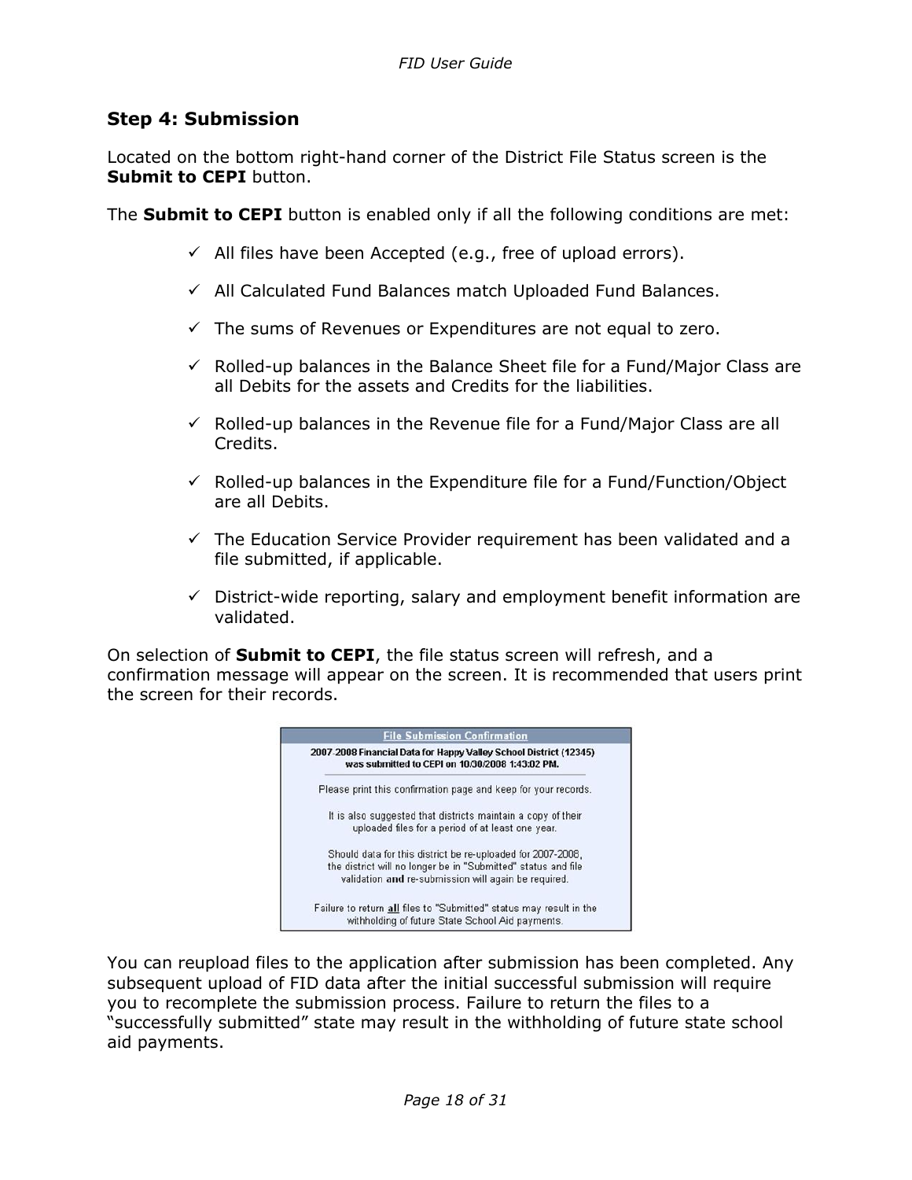## Step 4: Submission

Located on the bottom right-hand corner of the District File Status screen is the **Submit to CEPI** button.

The **Submit to CEPI** button is enabled only if all the following conditions are met:

- ✓ All files have been Accepted (e.g., free of upload errors).
- ✓ All Calculated Fund Balances match Uploaded Fund Balances.
- ✓ The sums of Revenues or Expenditures are not equal to zero.
- ✓ Rolled-up balances in the Balance Sheet file for a Fund/Major Class are all Debits for the assets and Credits for the liabilities.
- ✓ Rolled-up balances in the Revenue file for a Fund/Major Class are all Credits.
- ✓ Rolled-up balances in the Expenditure file for a Fund/Function/Object are all Debits.
- ✓ The Education Service Provider requirement has been validated and a file submitted, if applicable.
- ✓ District-wide reporting, salary and employment benefit information are validated.

On selection of **Submit to CEPI**, the file status screen will refresh, and a confirmation message will appear on the screen. It is recommended that users print the screen for their records.

**File Submission Confirmation**

**2007-2008 Financial Data for Happy Valley School District (12345) was submitted to CEPI on 10/30/2008 1:43:02 PM.**

Please print this confirmation page and keep for your records.

It is also suggested that districts maintain a copy of their uploaded files for a period of at least one year.

Should data for this district be re-uploaded for 2007-2008, the district will no longer be in "Submitted" status and file validation **and** re-submission will again be required.

Failure to return **all** files to "Submitted" status may result in the withholding of future State School Aid payments.

You can reupload files to the application after submission has been completed. Any subsequent upload of FID data after the initial successful submission will require you to recomplete the submission process. Failure to return the files to a "successfully submitted" state may result in the withholding of future state school aid payments.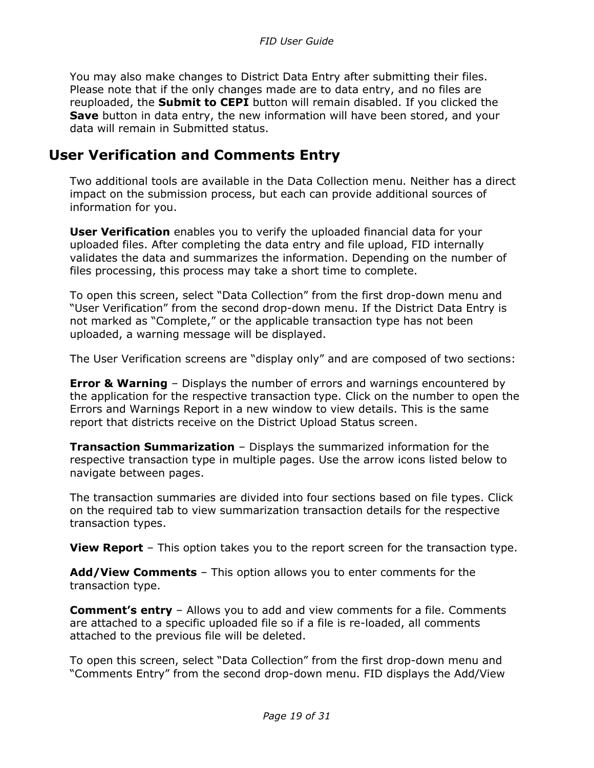You may also make changes to District Data Entry after submitting their files. Please note that if the only changes made are to data entry, and no files are reuploaded, the **Submit to CEPI** button will remain disabled. If you clicked the **Save** button in data entry, the new information will have been stored, and your data will remain in Submitted status.

## User Verification and Comments Entry

Two additional tools are available in the Data Collection menu. Neither has a direct impact on the submission process, but each can provide additional sources of information for you.

**User Verification** enables you to verify the uploaded financial data for your uploaded files. After completing the data entry and file upload, FID internally validates the data and summarizes the information. Depending on the number of files processing, this process may take a short time to complete.

To open this screen, select "Data Collection" from the first drop-down menu and "User Verification" from the second drop-down menu. If the District Data Entry is not marked as "Complete," or the applicable transaction type has not been uploaded, a warning message will be displayed.

The User Verification screens are "display only" and are composed of two sections:

**Error & Warning** – Displays the number of errors and warnings encountered by the application for the respective transaction type. Click on the number to open the Errors and Warnings Report in a new window to view details. This is the same report that districts receive on the District Upload Status screen.

**Transaction Summarization** – Displays the summarized information for the respective transaction type in multiple pages. Use the arrow icons listed below to navigate between pages.

The transaction summaries are divided into four sections based on file types. Click on the required tab to view summarization transaction details for the respective transaction types.

**View Report** – This option takes you to the report screen for the transaction type.

**Add/View Comments** – This option allows you to enter comments for the transaction type.

**Comment's entry** – Allows you to add and view comments for a file. Comments are attached to a specific uploaded file so if a file is re-loaded, all comments attached to the previous file will be deleted.

To open this screen, select "Data Collection" from the first drop-down menu and "Comments Entry" from the second drop-down menu. FID displays the Add/View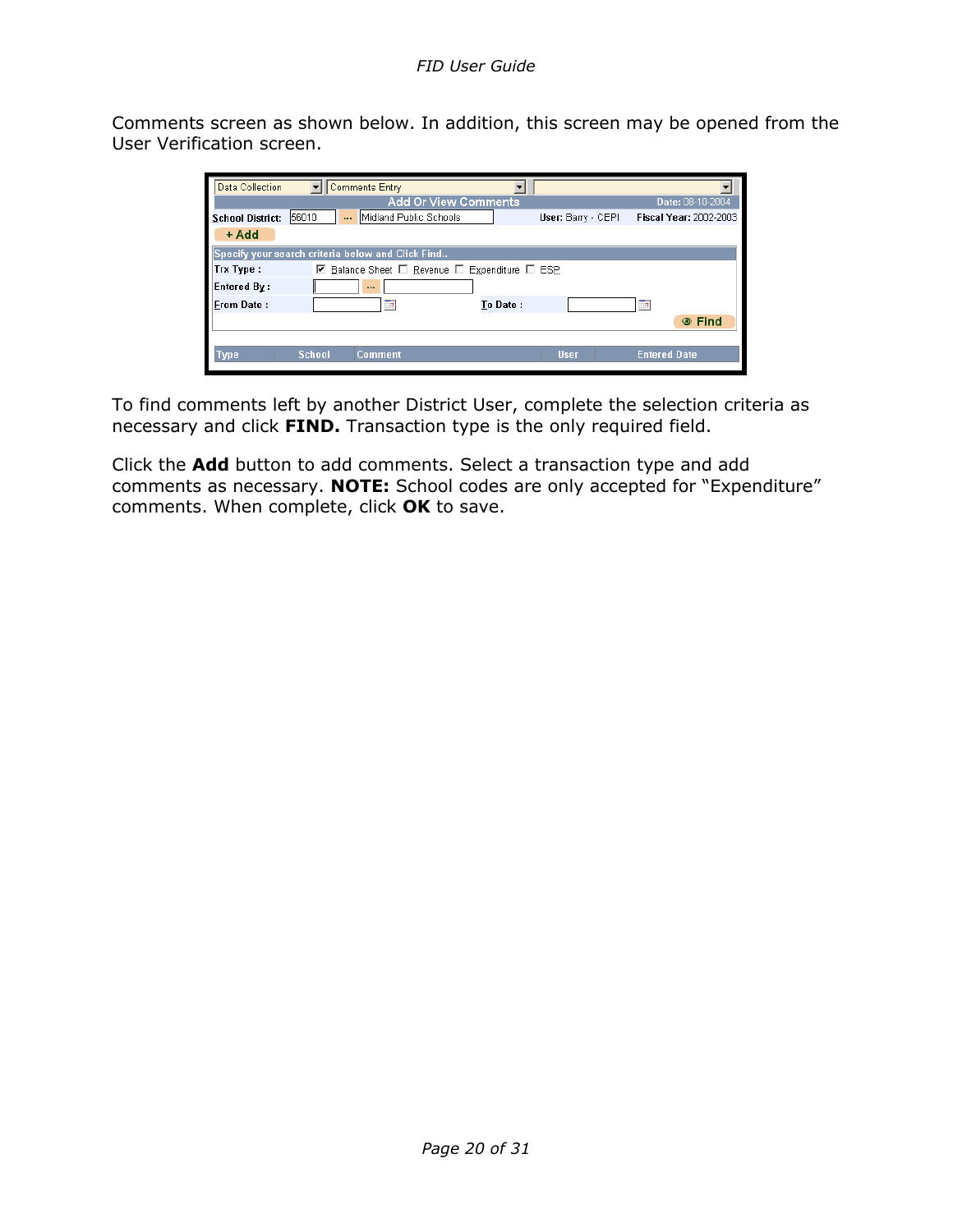Comments screen as shown below. In addition, this screen may be opened from the User Verification screen.

To find comments left by another District User, complete the selection criteria as necessary and click **FIND.** Transaction type is the only required field.

Click the **Add** button to add comments. Select a transaction type and add comments as necessary. **NOTE:** School codes are only accepted for “Expenditure” comments. When complete, click **OK** to save.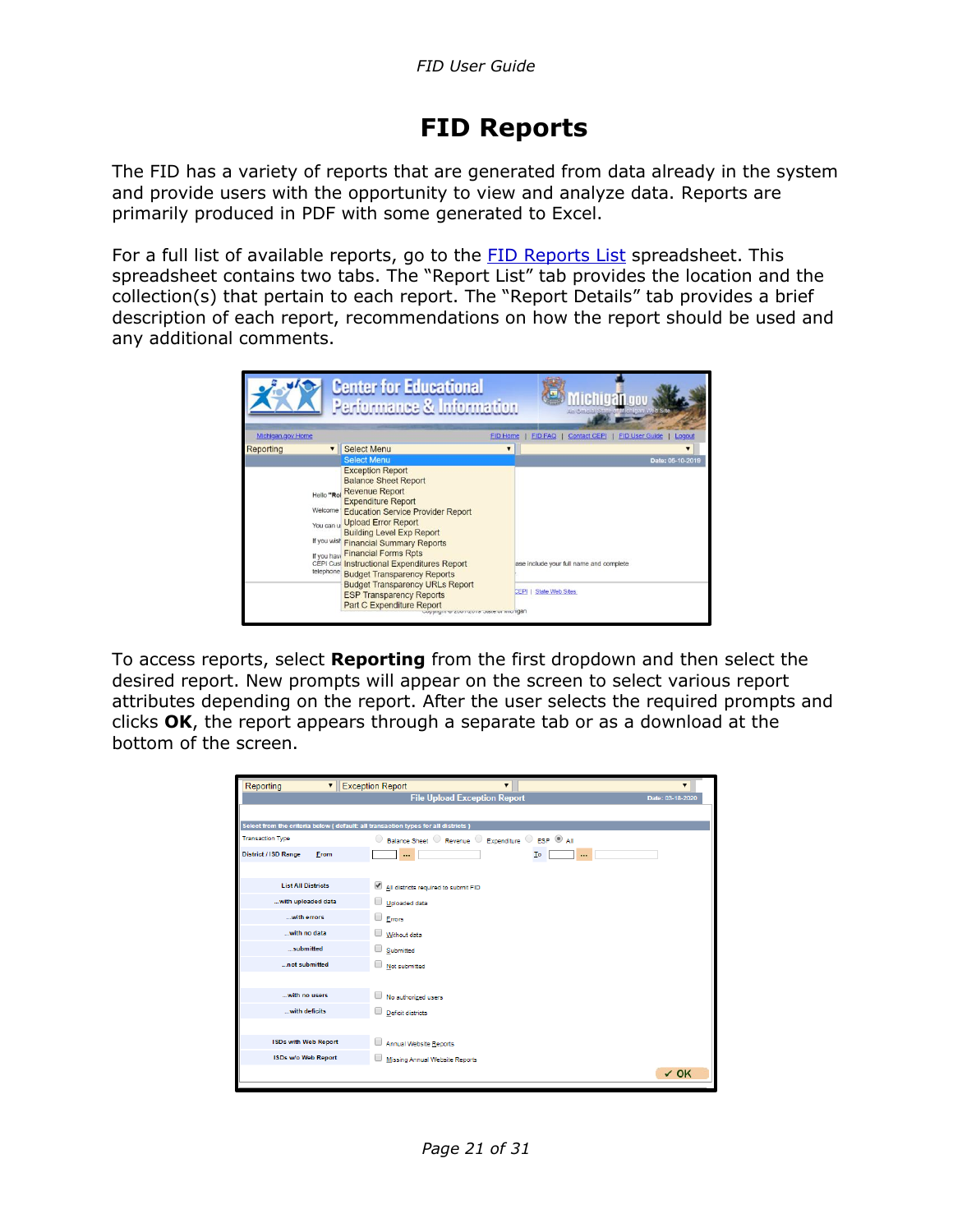# FID Reports

The FID has a variety of reports that are generated from data already in the system and provide users with the opportunity to view and analyze data. Reports are primarily produced in PDF with some generated to Excel.

For a full list of available reports, go to the [FID Reports List]() spreadsheet. This spreadsheet contains two tabs. The "Report List" tab provides the location and the collection(s) that pertain to each report. The "Report Details" tab provides a brief description of each report, recommendations on how the report should be used and any additional comments.

To access reports, select **Reporting** from the first dropdown and then select the desired report. New prompts will appear on the screen to select various report attributes depending on the report. After the user selects the required prompts and clicks **OK**, the report appears through a separate tab or as a download at the bottom of the screen.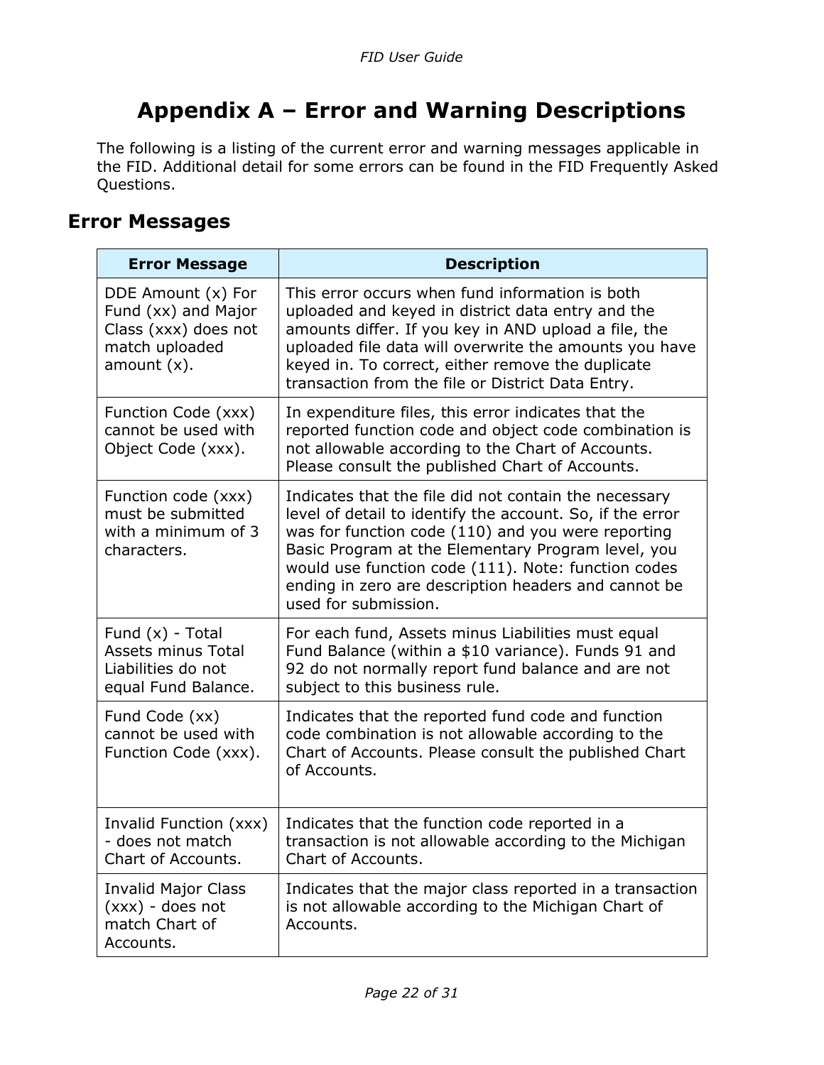# Appendix A – Error and Warning Descriptions

The following is a listing of the current error and warning messages applicable in the FID. Additional detail for some errors can be found in the FID Frequently Asked Questions.

## Error Messages

| Error Message | Description |
|---|---|
| DDE Amount (x) For Fund (xx) and Major Class (xxx) does not match uploaded amount (x). | This error occurs when fund information is both uploaded and keyed in district data entry and the amounts differ. If you key in AND upload a file, the uploaded file data will overwrite the amounts you have keyed in. To correct, either remove the duplicate transaction from the file or District Data Entry. |
| Function Code (xxx) cannot be used with Object Code (xxx). | In expenditure files, this error indicates that the reported function code and object code combination is not allowable according to the Chart of Accounts. Please consult the published Chart of Accounts. |
| Function code (xxx) must be submitted with a minimum of 3 characters. | Indicates that the file did not contain the necessary level of detail to identify the account. So, if the error was for function code (110) and you were reporting Basic Program at the Elementary Program level, you would use function code (111). Note: function codes ending in zero are description headers and cannot be used for submission. |
| Fund (x) - Total Assets minus Total Liabilities do not equal Fund Balance. | For each fund, Assets minus Liabilities must equal Fund Balance (within a $10 variance). Funds 91 and 92 do not normally report fund balance and are not subject to this business rule. |
| Fund Code (xx) cannot be used with Function Code (xxx). | Indicates that the reported fund code and function code combination is not allowable according to the Chart of Accounts. Please consult the published Chart of Accounts. |
| Invalid Function (xxx) - does not match Chart of Accounts. | Indicates that the function code reported in a transaction is not allowable according to the Michigan Chart of Accounts. |
| Invalid Major Class (xxx) - does not match Chart of Accounts. | Indicates that the major class reported in a transaction is not allowable according to the Michigan Chart of Accounts. |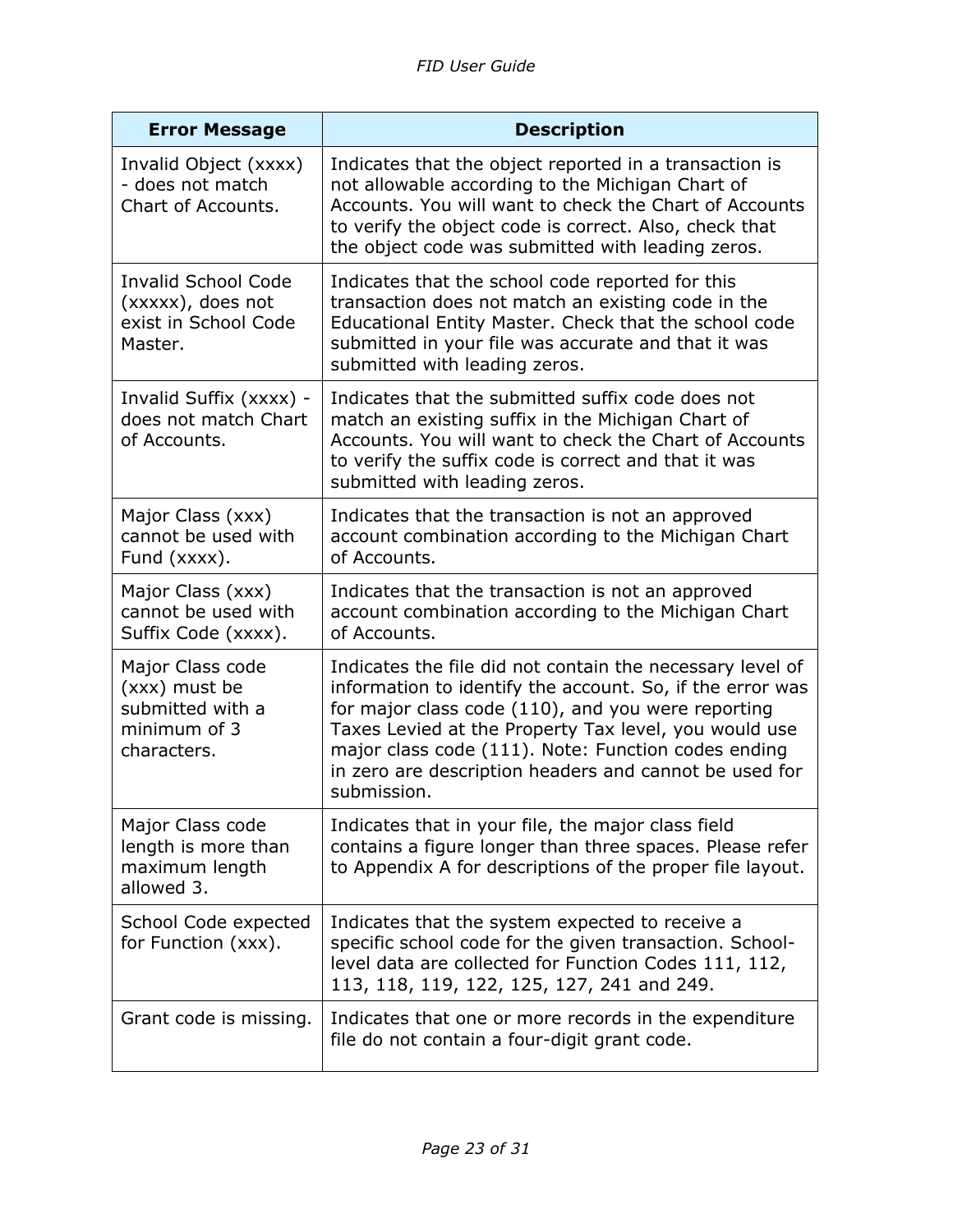| Error Message | Description |
| --- | --- |
| Invalid Object (xxxx) - does not match Chart of Accounts. | Indicates that the object reported in a transaction is not allowable according to the Michigan Chart of Accounts. You will want to check the Chart of Accounts to verify the object code is correct. Also, check that the object code was submitted with leading zeros. |
| Invalid School Code (xxxxx), does not exist in School Code Master. | Indicates that the school code reported for this transaction does not match an existing code in the Educational Entity Master. Check that the school code submitted in your file was accurate and that it was submitted with leading zeros. |
| Invalid Suffix (xxxx) - does not match Chart of Accounts. | Indicates that the submitted suffix code does not match an existing suffix in the Michigan Chart of Accounts. You will want to check the Chart of Accounts to verify the suffix code is correct and that it was submitted with leading zeros. |
| Major Class (xxx) cannot be used with Fund (xxxx). | Indicates that the transaction is not an approved account combination according to the Michigan Chart of Accounts. |
| Major Class (xxx) cannot be used with Suffix Code (xxxx). | Indicates that the transaction is not an approved account combination according to the Michigan Chart of Accounts. |
| Major Class code (xxx) must be submitted with a minimum of 3 characters. | Indicates the file did not contain the necessary level of information to identify the account. So, if the error was for major class code (110), and you were reporting Taxes Levied at the Property Tax level, you would use major class code (111). Note: Function codes ending in zero are description headers and cannot be used for submission. |
| Major Class code length is more than maximum length allowed 3. | Indicates that in your file, the major class field contains a figure longer than three spaces. Please refer to Appendix A for descriptions of the proper file layout. |
| School Code expected for Function (xxx). | Indicates that the system expected to receive a specific school code for the given transaction. School-level data are collected for Function Codes 111, 112, 113, 118, 119, 122, 125, 127, 241 and 249. |
| Grant code is missing. | Indicates that one or more records in the expenditure file do not contain a four-digit grant code. |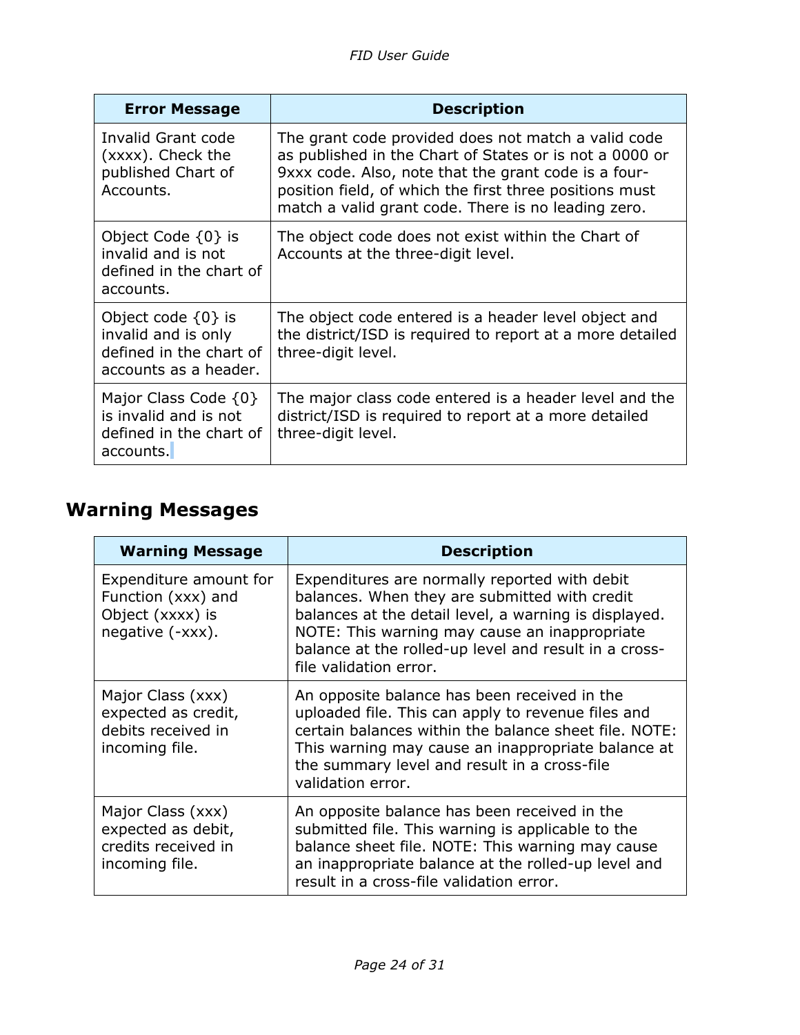| Error Message | Description |
| --- | --- |
| Invalid Grant code (xxxx). Check the published Chart of Accounts. | The grant code provided does not match a valid code as published in the Chart of States or is not a 0000 or 9xxx code. Also, note that the grant code is a four-position field, of which the first three positions must match a valid grant code. There is no leading zero. |
| Object Code {0} is invalid and is not defined in the chart of accounts. | The object code does not exist within the Chart of Accounts at the three-digit level. |
| Object code {0} is invalid and is only defined in the chart of accounts as a header. | The object code entered is a header level object and the district/ISD is required to report at a more detailed three-digit level. |
| Major Class Code {0} is invalid and is not defined in the chart of accounts. | The major class code entered is a header level and the district/ISD is required to report at a more detailed three-digit level. |

## Warning Messages

| Warning Message | Description |
| --- | --- |
| Expenditure amount for Function (xxx) and Object (xxxx) is negative (-xxx). | Expenditures are normally reported with debit balances. When they are submitted with credit balances at the detail level, a warning is displayed. NOTE: This warning may cause an inappropriate balance at the rolled-up level and result in a cross-file validation error. |
| Major Class (xxx) expected as credit, debits received in incoming file. | An opposite balance has been received in the uploaded file. This can apply to revenue files and certain balances within the balance sheet file. NOTE: This warning may cause an inappropriate balance at the summary level and result in a cross-file validation error. |
| Major Class (xxx) expected as debit, credits received in incoming file. | An opposite balance has been received in the submitted file. This warning is applicable to the balance sheet file. NOTE: This warning may cause an inappropriate balance at the rolled-up level and result in a cross-file validation error. |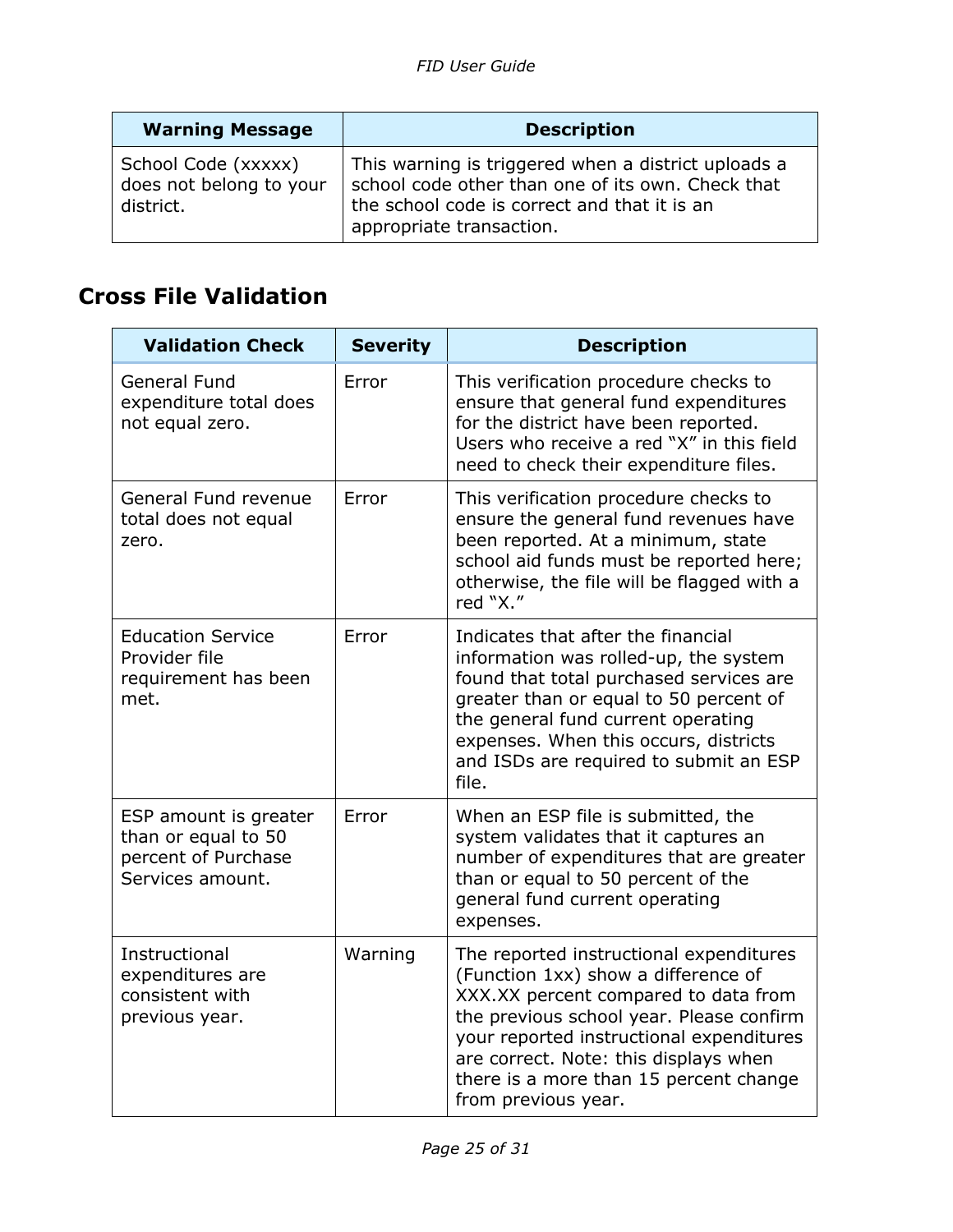| Warning Message | Description |
|---|---|
| School Code (xxxxx) does not belong to your district. | This warning is triggered when a district uploads a school code other than one of its own. Check that the school code is correct and that it is an appropriate transaction. |

## Cross File Validation

| Validation Check | Severity | Description |
|---|---|---|
| General Fund expenditure total does not equal zero. | Error | This verification procedure checks to ensure that general fund expenditures for the district have been reported. Users who receive a red "X" in this field need to check their expenditure files. |
| General Fund revenue total does not equal zero. | Error | This verification procedure checks to ensure the general fund revenues have been reported. At a minimum, state school aid funds must be reported here; otherwise, the file will be flagged with a red "X." |
| Education Service Provider file requirement has been met. | Error | Indicates that after the financial information was rolled-up, the system found that total purchased services are greater than or equal to 50 percent of the general fund current operating expenses. When this occurs, districts and ISDs are required to submit an ESP file. |
| ESP amount is greater than or equal to 50 percent of Purchase Services amount. | Error | When an ESP file is submitted, the system validates that it captures an number of expenditures that are greater than or equal to 50 percent of the general fund current operating expenses. |
| Instructional expenditures are consistent with previous year. | Warning | The reported instructional expenditures (Function 1xx) show a difference of XXX.XX percent compared to data from the previous school year. Please confirm your reported instructional expenditures are correct. Note: this displays when there is a more than 15 percent change from previous year. |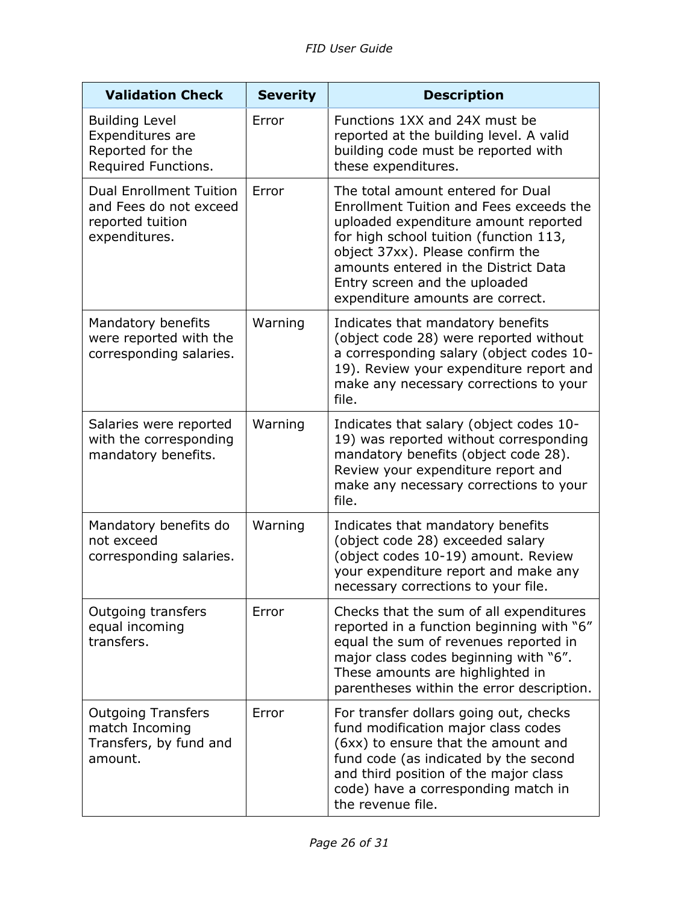| Validation Check | Severity | Description |
|---|---|---|
| Building Level Expenditures are Reported for the Required Functions. | Error | Functions 1XX and 24X must be reported at the building level. A valid building code must be reported with these expenditures. |
| Dual Enrollment Tuition and Fees do not exceed reported tuition expenditures. | Error | The total amount entered for Dual Enrollment Tuition and Fees exceeds the uploaded expenditure amount reported for high school tuition (function 113, object 37xx). Please confirm the amounts entered in the District Data Entry screen and the uploaded expenditure amounts are correct. |
| Mandatory benefits were reported with the corresponding salaries. | Warning | Indicates that mandatory benefits (object code 28) were reported without a corresponding salary (object codes 10-19). Review your expenditure report and make any necessary corrections to your file. |
| Salaries were reported with the corresponding mandatory benefits. | Warning | Indicates that salary (object codes 10-19) was reported without corresponding mandatory benefits (object code 28). Review your expenditure report and make any necessary corrections to your file. |
| Mandatory benefits do not exceed corresponding salaries. | Warning | Indicates that mandatory benefits (object code 28) exceeded salary (object codes 10-19) amount. Review your expenditure report and make any necessary corrections to your file. |
| Outgoing transfers equal incoming transfers. | Error | Checks that the sum of all expenditures reported in a function beginning with "6" equal the sum of revenues reported in major class codes beginning with "6". These amounts are highlighted in parentheses within the error description. |
| Outgoing Transfers match Incoming Transfers, by fund and amount. | Error | For transfer dollars going out, checks fund modification major class codes (6xx) to ensure that the amount and fund code (as indicated by the second and third position of the major class code) have a corresponding match in the revenue file. |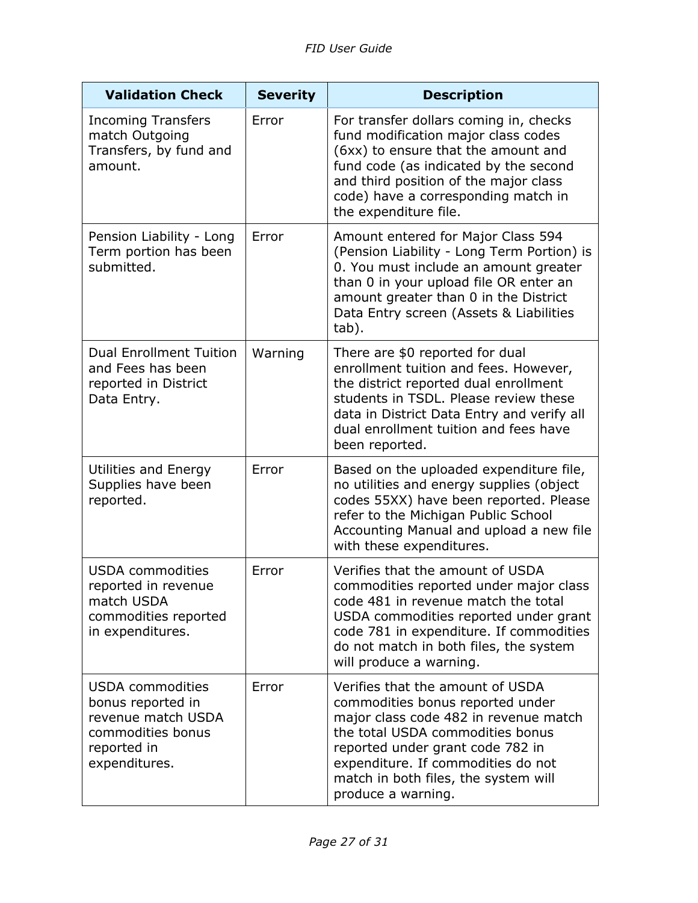| Validation Check | Severity | Description |
| --- | --- | --- |
| Incoming Transfers match Outgoing Transfers, by fund and amount. | Error | For transfer dollars coming in, checks fund modification major class codes (6xx) to ensure that the amount and fund code (as indicated by the second and third position of the major class code) have a corresponding match in the expenditure file. |
| Pension Liability - Long Term portion has been submitted. | Error | Amount entered for Major Class 594 (Pension Liability - Long Term Portion) is 0. You must include an amount greater than 0 in your upload file OR enter an amount greater than 0 in the District Data Entry screen (Assets & Liabilities tab). |
| Dual Enrollment Tuition and Fees has been reported in District Data Entry. | Warning | There are $0 reported for dual enrollment tuition and fees. However, the district reported dual enrollment students in TSDL. Please review these data in District Data Entry and verify all dual enrollment tuition and fees have been reported. |
| Utilities and Energy Supplies have been reported. | Error | Based on the uploaded expenditure file, no utilities and energy supplies (object codes 55XX) have been reported. Please refer to the Michigan Public School Accounting Manual and upload a new file with these expenditures. |
| USDA commodities reported in revenue match USDA commodities reported in expenditures. | Error | Verifies that the amount of USDA commodities reported under major class code 481 in revenue match the total USDA commodities reported under grant code 781 in expenditure. If commodities do not match in both files, the system will produce a warning. |
| USDA commodities bonus reported in revenue match USDA commodities bonus reported in expenditures. | Error | Verifies that the amount of USDA commodities bonus reported under major class code 482 in revenue match the total USDA commodities bonus reported under grant code 782 in expenditure. If commodities do not match in both files, the system will produce a warning. |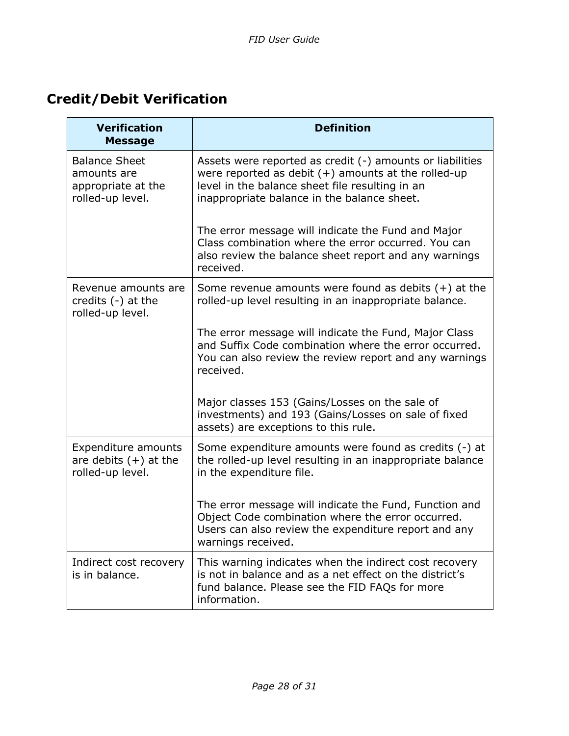## Credit/Debit Verification

| Verification Message | Definition |
|---|---|
| Balance Sheet amounts are appropriate at the rolled-up level. | Assets were reported as credit (-) amounts or liabilities were reported as debit (+) amounts at the rolled-up level in the balance sheet file resulting in an inappropriate balance in the balance sheet.<br><br>The error message will indicate the Fund and Major Class combination where the error occurred. You can also review the balance sheet report and any warnings received. |
| Revenue amounts are credits (-) at the rolled-up level. | Some revenue amounts were found as debits (+) at the rolled-up level resulting in an inappropriate balance.<br><br>The error message will indicate the Fund, Major Class and Suffix Code combination where the error occurred. You can also review the review report and any warnings received.<br><br>Major classes 153 (Gains/Losses on the sale of investments) and 193 (Gains/Losses on sale of fixed assets) are exceptions to this rule. |
| Expenditure amounts are debits (+) at the rolled-up level. | Some expenditure amounts were found as credits (-) at the rolled-up level resulting in an inappropriate balance in the expenditure file.<br><br>The error message will indicate the Fund, Function and Object Code combination where the error occurred. Users can also review the expenditure report and any warnings received. |
| Indirect cost recovery is in balance. | This warning indicates when the indirect cost recovery is not in balance and as a net effect on the district's fund balance. Please see the FID FAQs for more information. |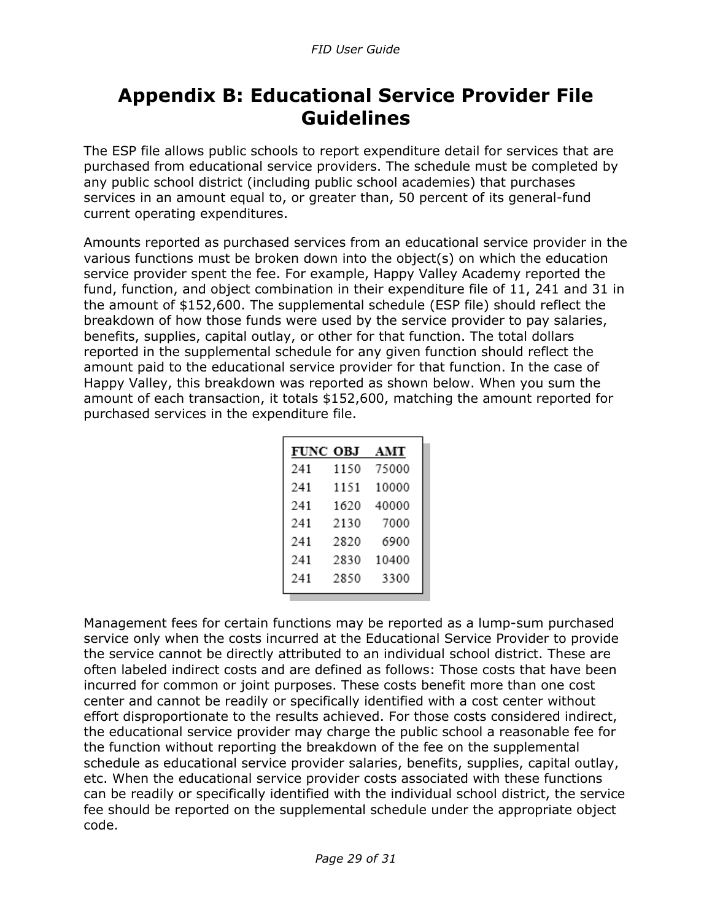# Appendix B: Educational Service Provider File Guidelines

The ESP file allows public schools to report expenditure detail for services that are purchased from educational service providers. The schedule must be completed by any public school district (including public school academies) that purchases services in an amount equal to, or greater than, 50 percent of its general-fund current operating expenditures.

Amounts reported as purchased services from an educational service provider in the various functions must be broken down into the object(s) on which the education service provider spent the fee. For example, Happy Valley Academy reported the fund, function, and object combination in their expenditure file of 11, 241 and 31 in the amount of $152,600. The supplemental schedule (ESP file) should reflect the breakdown of how those funds were used by the service provider to pay salaries, benefits, supplies, capital outlay, or other for that function. The total dollars reported in the supplemental schedule for any given function should reflect the amount paid to the educational service provider for that function. In the case of Happy Valley, this breakdown was reported as shown below. When you sum the amount of each transaction, it totals $152,600, matching the amount reported for purchased services in the expenditure file.

| FUNC | OBJ | AMT |
|---|---|---|
| 241 | 1150 | 75000 |
| 241 | 1151 | 10000 |
| 241 | 1620 | 40000 |
| 241 | 2130 | 7000 |
| 241 | 2820 | 6900 |
| 241 | 2830 | 10400 |
| 241 | 2850 | 3300 |

Management fees for certain functions may be reported as a lump-sum purchased service only when the costs incurred at the Educational Service Provider to provide the service cannot be directly attributed to an individual school district. These are often labeled indirect costs and are defined as follows: Those costs that have been incurred for common or joint purposes. These costs benefit more than one cost center and cannot be readily or specifically identified with a cost center without effort disproportionate to the results achieved. For those costs considered indirect, the educational service provider may charge the public school a reasonable fee for the function without reporting the breakdown of the fee on the supplemental schedule as educational service provider salaries, benefits, supplies, capital outlay, etc. When the educational service provider costs associated with these functions can be readily or specifically identified with the individual school district, the service fee should be reported on the supplemental schedule under the appropriate object code.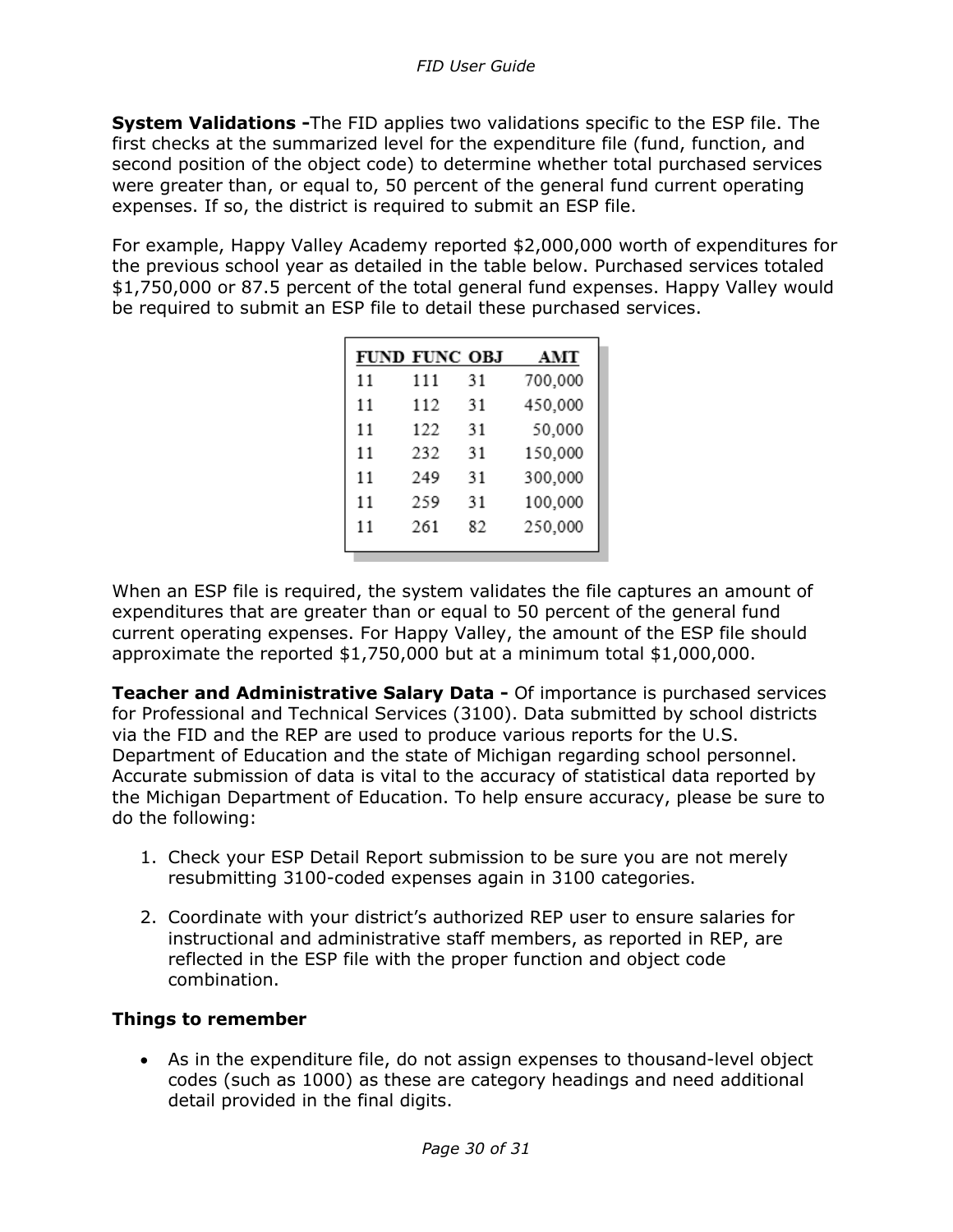**System Validations -**The FID applies two validations specific to the ESP file. The first checks at the summarized level for the expenditure file (fund, function, and second position of the object code) to determine whether total purchased services were greater than, or equal to, 50 percent of the general fund current operating expenses. If so, the district is required to submit an ESP file.

For example, Happy Valley Academy reported $2,000,000 worth of expenditures for the previous school year as detailed in the table below. Purchased services totaled $1,750,000 or 87.5 percent of the total general fund expenses. Happy Valley would be required to submit an ESP file to detail these purchased services.

| FUND | FUNC | OBJ | AMT |
|---|---|---|---|
| 11 | 111 | 31 | 700,000 |
| 11 | 112 | 31 | 450,000 |
| 11 | 122 | 31 | 50,000 |
| 11 | 232 | 31 | 150,000 |
| 11 | 249 | 31 | 300,000 |
| 11 | 259 | 31 | 100,000 |
| 11 | 261 | 82 | 250,000 |

When an ESP file is required, the system validates the file captures an amount of expenditures that are greater than or equal to 50 percent of the general fund current operating expenses. For Happy Valley, the amount of the ESP file should approximate the reported $1,750,000 but at a minimum total $1,000,000.

**Teacher and Administrative Salary Data -** Of importance is purchased services for Professional and Technical Services (3100). Data submitted by school districts via the FID and the REP are used to produce various reports for the U.S. Department of Education and the state of Michigan regarding school personnel. Accurate submission of data is vital to the accuracy of statistical data reported by the Michigan Department of Education. To help ensure accuracy, please be sure to do the following:

1. Check your ESP Detail Report submission to be sure you are not merely resubmitting 3100-coded expenses again in 3100 categories.

2. Coordinate with your district's authorized REP user to ensure salaries for instructional and administrative staff members, as reported in REP, are reflected in the ESP file with the proper function and object code combination.

**Things to remember**

- As in the expenditure file, do not assign expenses to thousand-level object codes (such as 1000) as these are category headings and need additional detail provided in the final digits.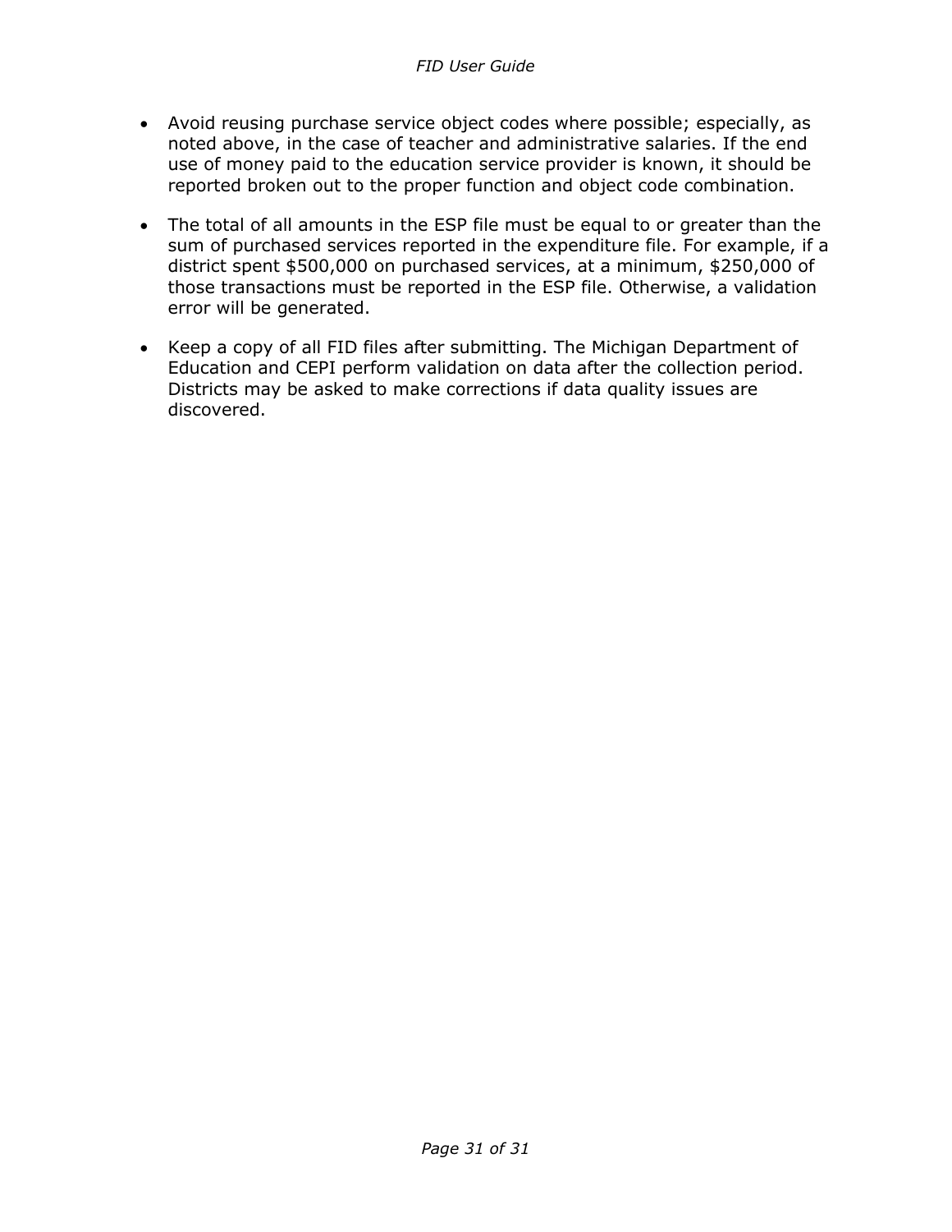- Avoid reusing purchase service object codes where possible; especially, as noted above, in the case of teacher and administrative salaries. If the end use of money paid to the education service provider is known, it should be reported broken out to the proper function and object code combination.

- The total of all amounts in the ESP file must be equal to or greater than the sum of purchased services reported in the expenditure file. For example, if a district spent $500,000 on purchased services, at a minimum, $250,000 of those transactions must be reported in the ESP file. Otherwise, a validation error will be generated.

- Keep a copy of all FID files after submitting. The Michigan Department of Education and CEPI perform validation on data after the collection period. Districts may be asked to make corrections if data quality issues are discovered.